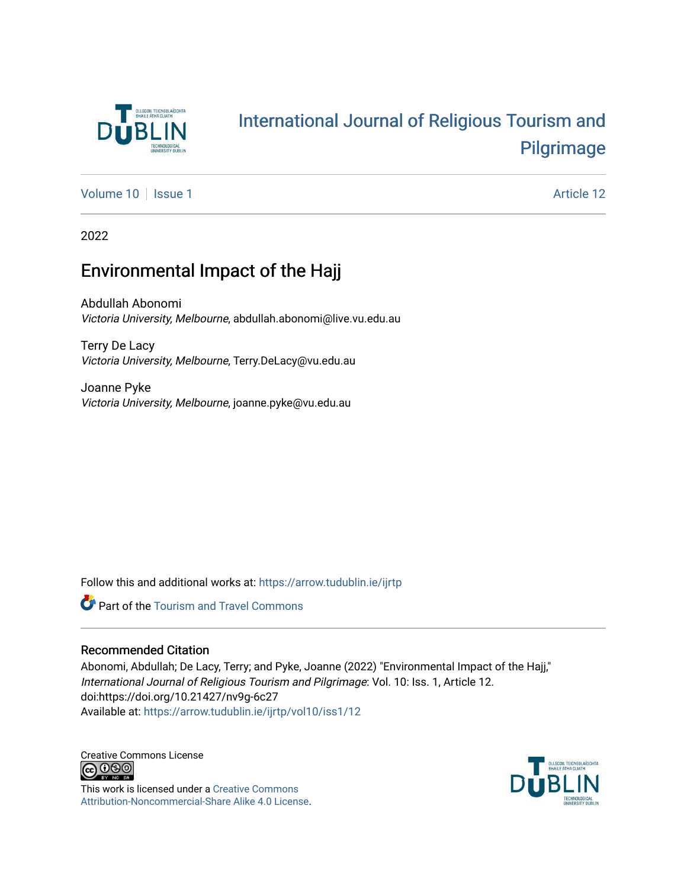# International Journal of Religious Tourism and Pilgrimage

Volume 10 | Issue 1 Article 12

2022

## Environmental Impact of the Hajj

Abdullah Abonomi
*Victoria University, Melbourne*, abdullah.abonomi@live.vu.edu.au

Terry De Lacy
*Victoria University, Melbourne*, Terry.DeLacy@vu.edu.au

Joanne Pyke
*Victoria University, Melbourne*, joanne.pyke@vu.edu.au

Follow this and additional works at: https://arrow.tudublin.ie/ijrtp

Part of the Tourism and Travel Commons

### Recommended Citation

Abonomi, Abdullah; De Lacy, Terry; and Pyke, Joanne (2022) "Environmental Impact of the Hajj," *International Journal of Religious Tourism and Pilgrimage*: Vol. 10: Iss. 1, Article 12.
doi:https://doi.org/10.21427/nv9g-6c27
Available at: https://arrow.tudublin.ie/ijrtp/vol10/iss1/12

Creative Commons License

This work is licensed under a Creative Commons Attribution-Noncommercial-Share Alike 4.0 License.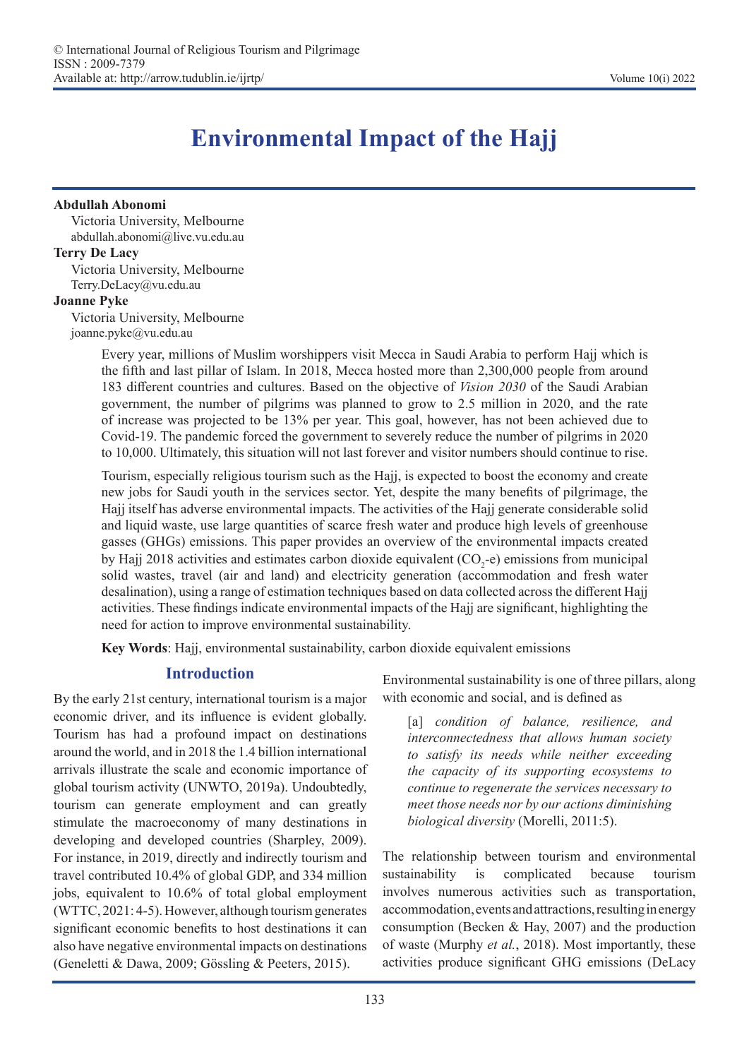# Environmental Impact of the Hajj

**Abdullah Abonomi**
Victoria University, Melbourne
abdullah.abonomi@live.vu.edu.au

**Terry De Lacy**
Victoria University, Melbourne
Terry.DeLacy@vu.edu.au

**Joanne Pyke**
Victoria University, Melbourne
joanne.pyke@vu.edu.au

Every year, millions of Muslim worshippers visit Mecca in Saudi Arabia to perform Hajj which is the fifth and last pillar of Islam. In 2018, Mecca hosted more than 2,300,000 people from around 183 different countries and cultures. Based on the objective of *Vision 2030* of the Saudi Arabian government, the number of pilgrims was planned to grow to 2.5 million in 2020, and the rate of increase was projected to be 13% per year. This goal, however, has not been achieved due to Covid-19. The pandemic forced the government to severely reduce the number of pilgrims in 2020 to 10,000. Ultimately, this situation will not last forever and visitor numbers should continue to rise.

Tourism, especially religious tourism such as the Hajj, is expected to boost the economy and create new jobs for Saudi youth in the services sector. Yet, despite the many benefits of pilgrimage, the Hajj itself has adverse environmental impacts. The activities of the Hajj generate considerable solid and liquid waste, use large quantities of scarce fresh water and produce high levels of greenhouse gasses (GHGs) emissions. This paper provides an overview of the environmental impacts created by Hajj 2018 activities and estimates carbon dioxide equivalent ($CO_2$-e) emissions from municipal solid wastes, travel (air and land) and electricity generation (accommodation and fresh water desalination), using a range of estimation techniques based on data collected across the different Hajj activities. These findings indicate environmental impacts of the Hajj are significant, highlighting the need for action to improve environmental sustainability.

**Key Words**: Hajj, environmental sustainability, carbon dioxide equivalent emissions

## Introduction

By the early 21st century, international tourism is a major economic driver, and its influence is evident globally. Tourism has had a profound impact on destinations around the world, and in 2018 the 1.4 billion international arrivals illustrate the scale and economic importance of global tourism activity (UNWTO, 2019a). Undoubtedly, tourism can generate employment and can greatly stimulate the macroeconomy of many destinations in developing and developed countries (Sharpley, 2009). For instance, in 2019, directly and indirectly tourism and travel contributed 10.4% of global GDP, and 334 million jobs, equivalent to 10.6% of total global employment (WTTC, 2021: 4-5). However, although tourism generates significant economic benefits to host destinations it can also have negative environmental impacts on destinations (Geneletti & Dawa, 2009; Gössling & Peeters, 2015).

Environmental sustainability is one of three pillars, along with economic and social, and is defined as

> [a] *condition of balance, resilience, and interconnectedness that allows human society to satisfy its needs while neither exceeding the capacity of its supporting ecosystems to continue to regenerate the services necessary to meet those needs nor by our actions diminishing biological diversity* (Morelli, 2011:5).

The relationship between tourism and environmental sustainability is complicated because tourism involves numerous activities such as transportation, accommodation, events and attractions, resulting in energy consumption (Becken & Hay, 2007) and the production of waste (Murphy *et al.*, 2018). Most importantly, these activities produce significant GHG emissions (DeLacy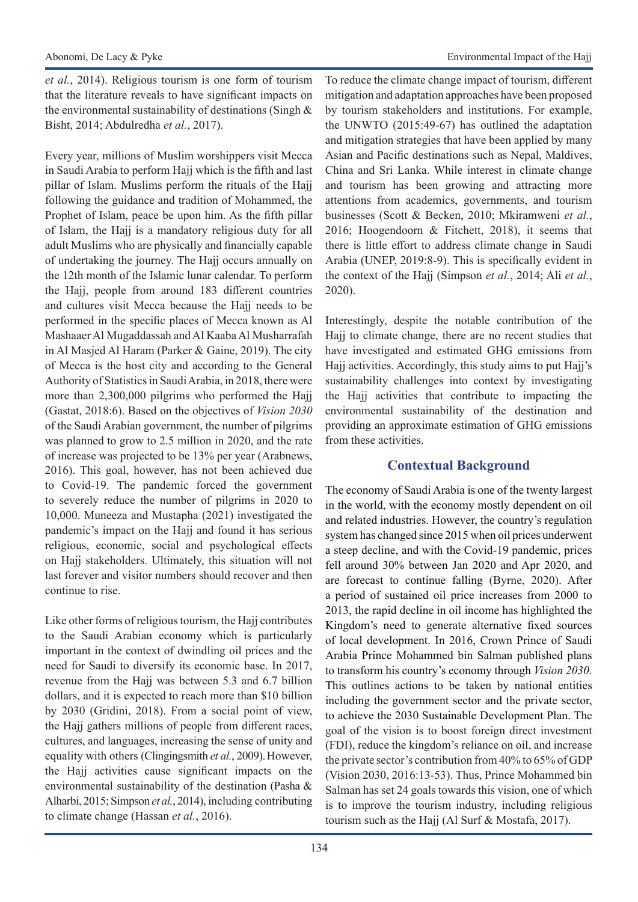*et al.*, 2014). Religious tourism is one form of tourism that the literature reveals to have significant impacts on the environmental sustainability of destinations (Singh & Bisht, 2014; Abdulredha *et al.*, 2017).

Every year, millions of Muslim worshippers visit Mecca in Saudi Arabia to perform Hajj which is the fifth and last pillar of Islam. Muslims perform the rituals of the Hajj following the guidance and tradition of Mohammed, the Prophet of Islam, peace be upon him. As the fifth pillar of Islam, the Hajj is a mandatory religious duty for all adult Muslims who are physically and financially capable of undertaking the journey. The Hajj occurs annually on the 12th month of the Islamic lunar calendar. To perform the Hajj, people from around 183 different countries and cultures visit Mecca because the Hajj needs to be performed in the specific places of Mecca known as Al Mashaaer Al Mugaddassah and Al Kaaba Al Musharrafah in Al Masjed Al Haram (Parker & Gaine, 2019). The city of Mecca is the host city and according to the General Authority of Statistics in Saudi Arabia, in 2018, there were more than 2,300,000 pilgrims who performed the Hajj (Gastat, 2018:6). Based on the objectives of *Vision 2030* of the Saudi Arabian government, the number of pilgrims was planned to grow to 2.5 million in 2020, and the rate of increase was projected to be 13% per year (Arabnews, 2016). This goal, however, has not been achieved due to Covid-19. The pandemic forced the government to severely reduce the number of pilgrims in 2020 to 10,000. Muneeza and Mustapha (2021) investigated the pandemic's impact on the Hajj and found it has serious religious, economic, social and psychological effects on Hajj stakeholders. Ultimately, this situation will not last forever and visitor numbers should recover and then continue to rise.

Like other forms of religious tourism, the Hajj contributes to the Saudi Arabian economy which is particularly important in the context of dwindling oil prices and the need for Saudi to diversify its economic base. In 2017, revenue from the Hajj was between 5.3 and 6.7 billion dollars, and it is expected to reach more than $10 billion by 2030 (Gridini, 2018). From a social point of view, the Hajj gathers millions of people from different races, cultures, and languages, increasing the sense of unity and equality with others (Clingingsmith *et al.*, 2009). However, the Hajj activities cause significant impacts on the environmental sustainability of the destination (Pasha & Alharbi, 2015; Simpson *et al.*, 2014), including contributing to climate change (Hassan *et al.*, 2016).

To reduce the climate change impact of tourism, different mitigation and adaptation approaches have been proposed by tourism stakeholders and institutions. For example, the UNWTO (2015:49-67) has outlined the adaptation and mitigation strategies that have been applied by many Asian and Pacific destinations such as Nepal, Maldives, China and Sri Lanka. While interest in climate change and tourism has been growing and attracting more attentions from academics, governments, and tourism businesses (Scott & Becken, 2010; Mkiramweni *et al.*, 2016; Hoogendoorn & Fitchett, 2018), it seems that there is little effort to address climate change in Saudi Arabia (UNEP, 2019:8-9). This is specifically evident in the context of the Hajj (Simpson *et al.*, 2014; Ali *et al.*, 2020).

Interestingly, despite the notable contribution of the Hajj to climate change, there are no recent studies that have investigated and estimated GHG emissions from Hajj activities. Accordingly, this study aims to put Hajj's sustainability challenges into context by investigating the Hajj activities that contribute to impacting the environmental sustainability of the destination and providing an approximate estimation of GHG emissions from these activities.

## Contextual Background

The economy of Saudi Arabia is one of the twenty largest in the world, with the economy mostly dependent on oil and related industries. However, the country's regulation system has changed since 2015 when oil prices underwent a steep decline, and with the Covid-19 pandemic, prices fell around 30% between Jan 2020 and Apr 2020, and are forecast to continue falling (Byrne, 2020). After a period of sustained oil price increases from 2000 to 2013, the rapid decline in oil income has highlighted the Kingdom's need to generate alternative fixed sources of local development. In 2016, Crown Prince of Saudi Arabia Prince Mohammed bin Salman published plans to transform his country's economy through *Vision 2030*. This outlines actions to be taken by national entities including the government sector and the private sector, to achieve the 2030 Sustainable Development Plan. The goal of the vision is to boost foreign direct investment (FDI), reduce the kingdom's reliance on oil, and increase the private sector's contribution from 40% to 65% of GDP (Vision 2030, 2016:13-53). Thus, Prince Mohammed bin Salman has set 24 goals towards this vision, one of which is to improve the tourism industry, including religious tourism such as the Hajj (Al Surf & Mostafa, 2017).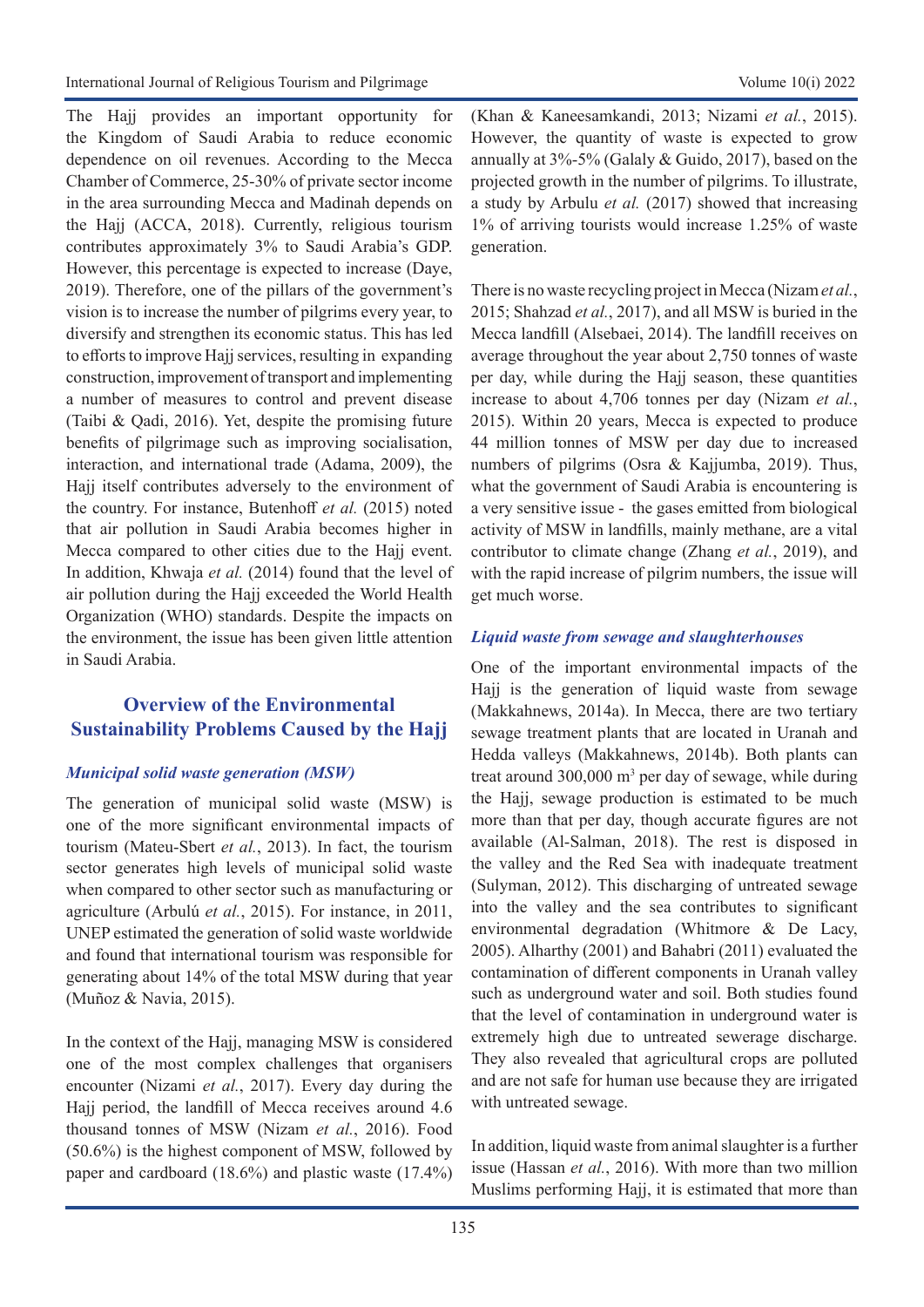The Hajj provides an important opportunity for the Kingdom of Saudi Arabia to reduce economic dependence on oil revenues. According to the Mecca Chamber of Commerce, 25-30% of private sector income in the area surrounding Mecca and Madinah depends on the Hajj (ACCA, 2018). Currently, religious tourism contributes approximately 3% to Saudi Arabia's GDP. However, this percentage is expected to increase (Daye, 2019). Therefore, one of the pillars of the government's vision is to increase the number of pilgrims every year, to diversify and strengthen its economic status. This has led to efforts to improve Hajj services, resulting in expanding construction, improvement of transport and implementing a number of measures to control and prevent disease (Taibi & Qadi, 2016). Yet, despite the promising future benefits of pilgrimage such as improving socialisation, interaction, and international trade (Adama, 2009), the Hajj itself contributes adversely to the environment of the country. For instance, Butenhoff *et al.* (2015) noted that air pollution in Saudi Arabia becomes higher in Mecca compared to other cities due to the Hajj event. In addition, Khwaja *et al.* (2014) found that the level of air pollution during the Hajj exceeded the World Health Organization (WHO) standards. Despite the impacts on the environment, the issue has been given little attention in Saudi Arabia.

## Overview of the Environmental Sustainability Problems Caused by the Hajj

### *Municipal solid waste generation (MSW)*

The generation of municipal solid waste (MSW) is one of the more significant environmental impacts of tourism (Mateu-Sbert *et al.*, 2013). In fact, the tourism sector generates high levels of municipal solid waste when compared to other sector such as manufacturing or agriculture (Arbulú *et al.*, 2015). For instance, in 2011, UNEP estimated the generation of solid waste worldwide and found that international tourism was responsible for generating about 14% of the total MSW during that year (Muñoz & Navia, 2015).

In the context of the Hajj, managing MSW is considered one of the most complex challenges that organisers encounter (Nizami *et al.*, 2017). Every day during the Hajj period, the landfill of Mecca receives around 4.6 thousand tonnes of MSW (Nizam *et al.*, 2016). Food (50.6%) is the highest component of MSW, followed by paper and cardboard (18.6%) and plastic waste (17.4%) (Khan & Kaneesamkandi, 2013; Nizami *et al.*, 2015). However, the quantity of waste is expected to grow annually at 3%-5% (Galaly & Guido, 2017), based on the projected growth in the number of pilgrims. To illustrate, a study by Arbulu *et al.* (2017) showed that increasing 1% of arriving tourists would increase 1.25% of waste generation.

There is no waste recycling project in Mecca (Nizam *et al.*, 2015; Shahzad *et al.*, 2017), and all MSW is buried in the Mecca landfill (Alsebaei, 2014). The landfill receives on average throughout the year about 2,750 tonnes of waste per day, while during the Hajj season, these quantities increase to about 4,706 tonnes per day (Nizam *et al.*, 2015). Within 20 years, Mecca is expected to produce 44 million tonnes of MSW per day due to increased numbers of pilgrims (Osra & Kajjumba, 2019). Thus, what the government of Saudi Arabia is encountering is a very sensitive issue - the gases emitted from biological activity of MSW in landfills, mainly methane, are a vital contributor to climate change (Zhang *et al.*, 2019), and with the rapid increase of pilgrim numbers, the issue will get much worse.

### *Liquid waste from sewage and slaughterhouses*

One of the important environmental impacts of the Hajj is the generation of liquid waste from sewage (Makkahnews, 2014a). In Mecca, there are two tertiary sewage treatment plants that are located in Uranah and Hedda valleys (Makkahnews, 2014b). Both plants can treat around 300,000 m$^3$ per day of sewage, while during the Hajj, sewage production is estimated to be much more than that per day, though accurate figures are not available (Al-Salman, 2018). The rest is disposed in the valley and the Red Sea with inadequate treatment (Sulyman, 2012). This discharging of untreated sewage into the valley and the sea contributes to significant environmental degradation (Whitmore & De Lacy, 2005). Alharthy (2001) and Bahabri (2011) evaluated the contamination of different components in Uranah valley such as underground water and soil. Both studies found that the level of contamination in underground water is extremely high due to untreated sewerage discharge. They also revealed that agricultural crops are polluted and are not safe for human use because they are irrigated with untreated sewage.

In addition, liquid waste from animal slaughter is a further issue (Hassan *et al.*, 2016). With more than two million Muslims performing Hajj, it is estimated that more than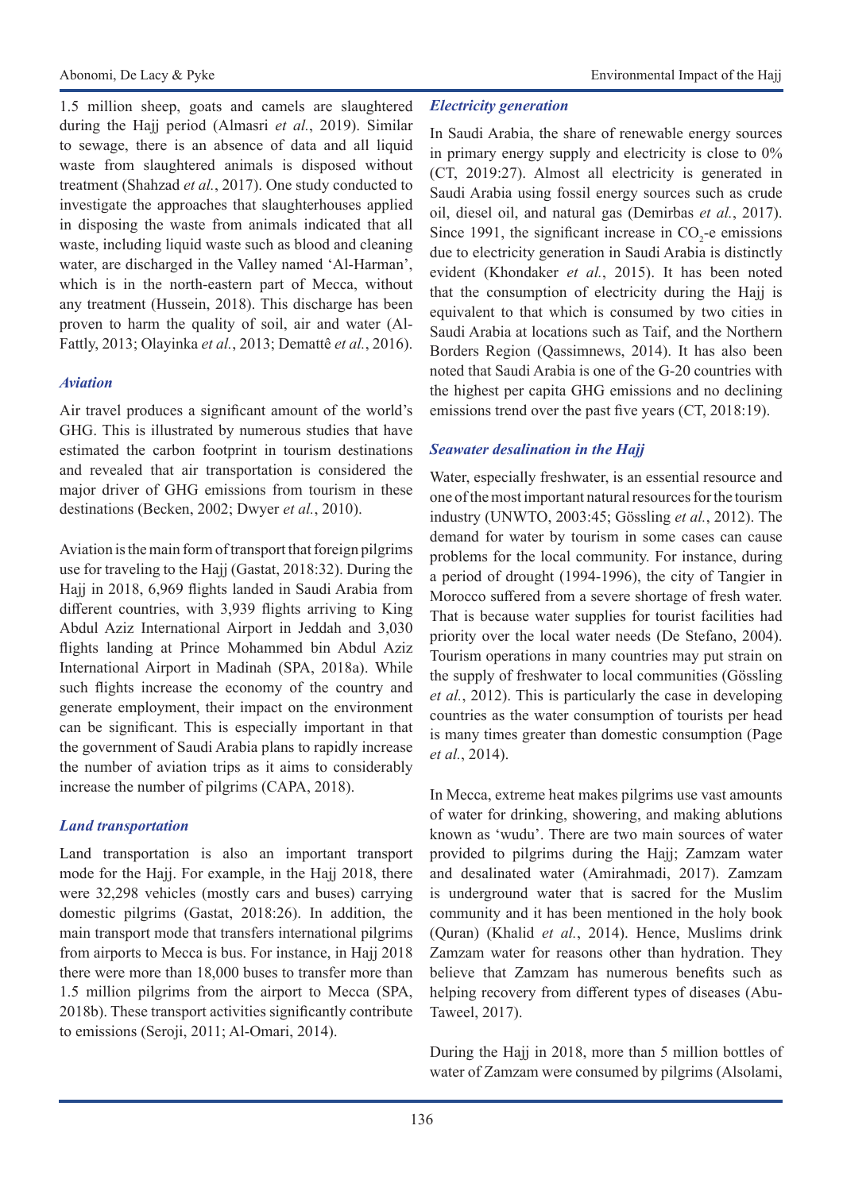1.5 million sheep, goats and camels are slaughtered during the Hajj period (Almasri *et al.*, 2019). Similar to sewage, there is an absence of data and all liquid waste from slaughtered animals is disposed without treatment (Shahzad *et al.*, 2017). One study conducted to investigate the approaches that slaughterhouses applied in disposing the waste from animals indicated that all waste, including liquid waste such as blood and cleaning water, are discharged in the Valley named 'Al-Harman', which is in the north-eastern part of Mecca, without any treatment (Hussein, 2018). This discharge has been proven to harm the quality of soil, air and water (Al-Fattly, 2013; Olayinka *et al.*, 2013; Demattê *et al.*, 2016).

### *Aviation*

Air travel produces a significant amount of the world's GHG. This is illustrated by numerous studies that have estimated the carbon footprint in tourism destinations and revealed that air transportation is considered the major driver of GHG emissions from tourism in these destinations (Becken, 2002; Dwyer *et al.*, 2010).

Aviation is the main form of transport that foreign pilgrims use for traveling to the Hajj (Gastat, 2018:32). During the Hajj in 2018, 6,969 flights landed in Saudi Arabia from different countries, with 3,939 flights arriving to King Abdul Aziz International Airport in Jeddah and 3,030 flights landing at Prince Mohammed bin Abdul Aziz International Airport in Madinah (SPA, 2018a). While such flights increase the economy of the country and generate employment, their impact on the environment can be significant. This is especially important in that the government of Saudi Arabia plans to rapidly increase the number of aviation trips as it aims to considerably increase the number of pilgrims (CAPA, 2018).

### *Land transportation*

Land transportation is also an important transport mode for the Hajj. For example, in the Hajj 2018, there were 32,298 vehicles (mostly cars and buses) carrying domestic pilgrims (Gastat, 2018:26). In addition, the main transport mode that transfers international pilgrims from airports to Mecca is bus. For instance, in Hajj 2018 there were more than 18,000 buses to transfer more than 1.5 million pilgrims from the airport to Mecca (SPA, 2018b). These transport activities significantly contribute to emissions (Seroji, 2011; Al-Omari, 2014).

### *Electricity generation*

In Saudi Arabia, the share of renewable energy sources in primary energy supply and electricity is close to 0% (CT, 2019:27). Almost all electricity is generated in Saudi Arabia using fossil energy sources such as crude oil, diesel oil, and natural gas (Demirbas *et al.*, 2017). Since 1991, the significant increase in $CO_2$-e emissions due to electricity generation in Saudi Arabia is distinctly evident (Khondaker *et al.*, 2015). It has been noted that the consumption of electricity during the Hajj is equivalent to that which is consumed by two cities in Saudi Arabia at locations such as Taif, and the Northern Borders Region (Qassimnews, 2014). It has also been noted that Saudi Arabia is one of the G-20 countries with the highest per capita GHG emissions and no declining emissions trend over the past five years (CT, 2018:19).

### *Seawater desalination in the Hajj*

Water, especially freshwater, is an essential resource and one of the most important natural resources for the tourism industry (UNWTO, 2003:45; Gössling *et al.*, 2012). The demand for water by tourism in some cases can cause problems for the local community. For instance, during a period of drought (1994-1996), the city of Tangier in Morocco suffered from a severe shortage of fresh water. That is because water supplies for tourist facilities had priority over the local water needs (De Stefano, 2004). Tourism operations in many countries may put strain on the supply of freshwater to local communities (Gössling *et al.*, 2012). This is particularly the case in developing countries as the water consumption of tourists per head is many times greater than domestic consumption (Page *et al.*, 2014).

In Mecca, extreme heat makes pilgrims use vast amounts of water for drinking, showering, and making ablutions known as 'wudu'. There are two main sources of water provided to pilgrims during the Hajj; Zamzam water and desalinated water (Amirahmadi, 2017). Zamzam is underground water that is sacred for the Muslim community and it has been mentioned in the holy book (Quran) (Khalid *et al.*, 2014). Hence, Muslims drink Zamzam water for reasons other than hydration. They believe that Zamzam has numerous benefits such as helping recovery from different types of diseases (Abu-Taweel, 2017).

During the Hajj in 2018, more than 5 million bottles of water of Zamzam were consumed by pilgrims (Alsolami,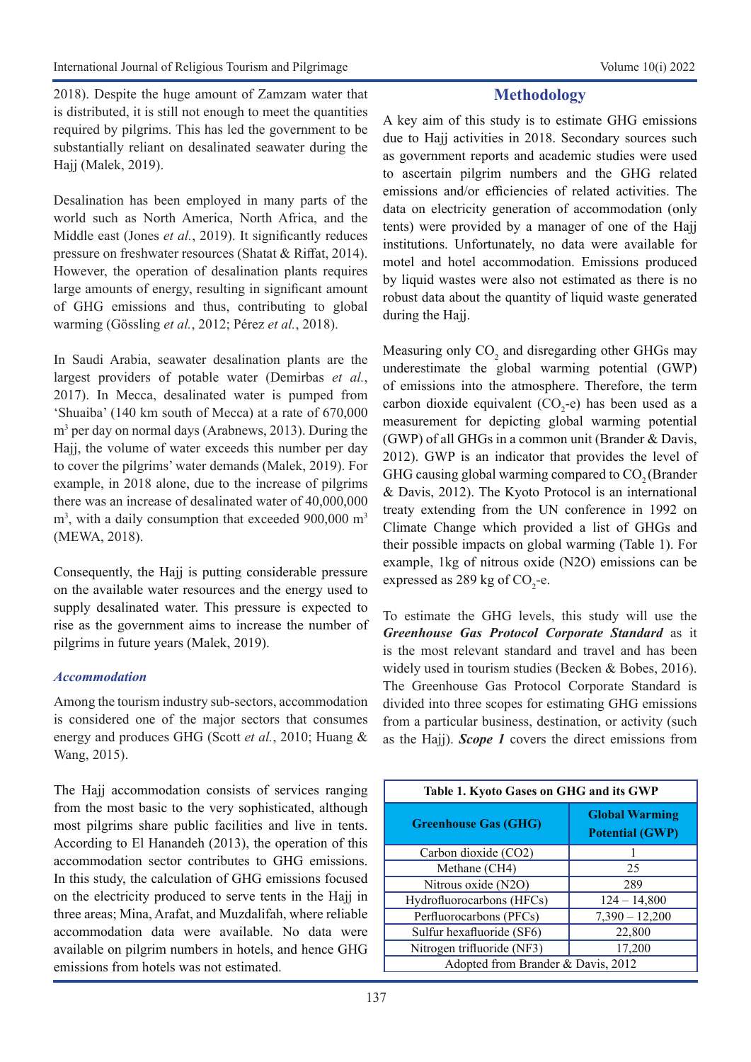2018). Despite the huge amount of Zamzam water that is distributed, it is still not enough to meet the quantities required by pilgrims. This has led the government to be substantially reliant on desalinated seawater during the Hajj (Malek, 2019).

Desalination has been employed in many parts of the world such as North America, North Africa, and the Middle east (Jones *et al.*, 2019). It significantly reduces pressure on freshwater resources (Shatat & Riffat, 2014). However, the operation of desalination plants requires large amounts of energy, resulting in significant amount of GHG emissions and thus, contributing to global warming (Gössling *et al.*, 2012; Pérez *et al.*, 2018).

In Saudi Arabia, seawater desalination plants are the largest providers of potable water (Demirbas *et al.*, 2017). In Mecca, desalinated water is pumped from 'Shuaiba' (140 km south of Mecca) at a rate of 670,000 $m^3$ per day on normal days (Arabnews, 2013). During the Hajj, the volume of water exceeds this number per day to cover the pilgrims' water demands (Malek, 2019). For example, in 2018 alone, due to the increase of pilgrims there was an increase of desalinated water of 40,000,000 $m^3$, with a daily consumption that exceeded 900,000 $m^3$ (MEWA, 2018).

Consequently, the Hajj is putting considerable pressure on the available water resources and the energy used to supply desalinated water. This pressure is expected to rise as the government aims to increase the number of pilgrims in future years (Malek, 2019).

### *Accommodation*

Among the tourism industry sub-sectors, accommodation is considered one of the major sectors that consumes energy and produces GHG (Scott *et al.*, 2010; Huang & Wang, 2015).

The Hajj accommodation consists of services ranging from the most basic to the very sophisticated, although most pilgrims share public facilities and live in tents. According to El Hanandeh (2013), the operation of this accommodation sector contributes to GHG emissions. In this study, the calculation of GHG emissions focused on the electricity produced to serve tents in the Hajj in three areas; Mina, Arafat, and Muzdalifah, where reliable accommodation data were available. No data were available on pilgrim numbers in hotels, and hence GHG emissions from hotels was not estimated.

## Methodology

A key aim of this study is to estimate GHG emissions due to Hajj activities in 2018. Secondary sources such as government reports and academic studies were used to ascertain pilgrim numbers and the GHG related emissions and/or efficiencies of related activities. The data on electricity generation of accommodation (only tents) were provided by a manager of one of the Hajj institutions. Unfortunately, no data were available for motel and hotel accommodation. Emissions produced by liquid wastes were also not estimated as there is no robust data about the quantity of liquid waste generated during the Hajj.

Measuring only $CO_2$ and disregarding other GHGs may underestimate the global warming potential (GWP) of emissions into the atmosphere. Therefore, the term carbon dioxide equivalent ($CO_2$-e) has been used as a measurement for depicting global warming potential (GWP) of all GHGs in a common unit (Brander & Davis, 2012). GWP is an indicator that provides the level of GHG causing global warming compared to $CO_2$ (Brander & Davis, 2012). The Kyoto Protocol is an international treaty extending from the UN conference in 1992 on Climate Change which provided a list of GHGs and their possible impacts on global warming (Table 1). For example, 1kg of nitrous oxide (N2O) emissions can be expressed as 289 kg of $CO_2$-e.

To estimate the GHG levels, this study will use the ***Greenhouse Gas Protocol Corporate Standard*** as it is the most relevant standard and travel and has been widely used in tourism studies (Becken & Bobes, 2016). The Greenhouse Gas Protocol Corporate Standard is divided into three scopes for estimating GHG emissions from a particular business, destination, or activity (such as the Hajj). ***Scope 1*** covers the direct emissions from

**Table 1. Kyoto Gases on GHG and its GWP**

| Greenhouse Gas (GHG) | Global Warming Potential (GWP) |
|---|---|
| Carbon dioxide (CO2) | 1 |
| Methane (CH4) | 25 |
| Nitrous oxide (N2O) | 289 |
| Hydrofluorocarbons (HFCs) | 124 – 14,800 |
| Perfluorocarbons (PFCs) | 7,390 – 12,200 |
| Sulfur hexafluoride (SF6) | 22,800 |
| Nitrogen trifluoride (NF3) | 17,200 |

Adopted from Brander & Davis, 2012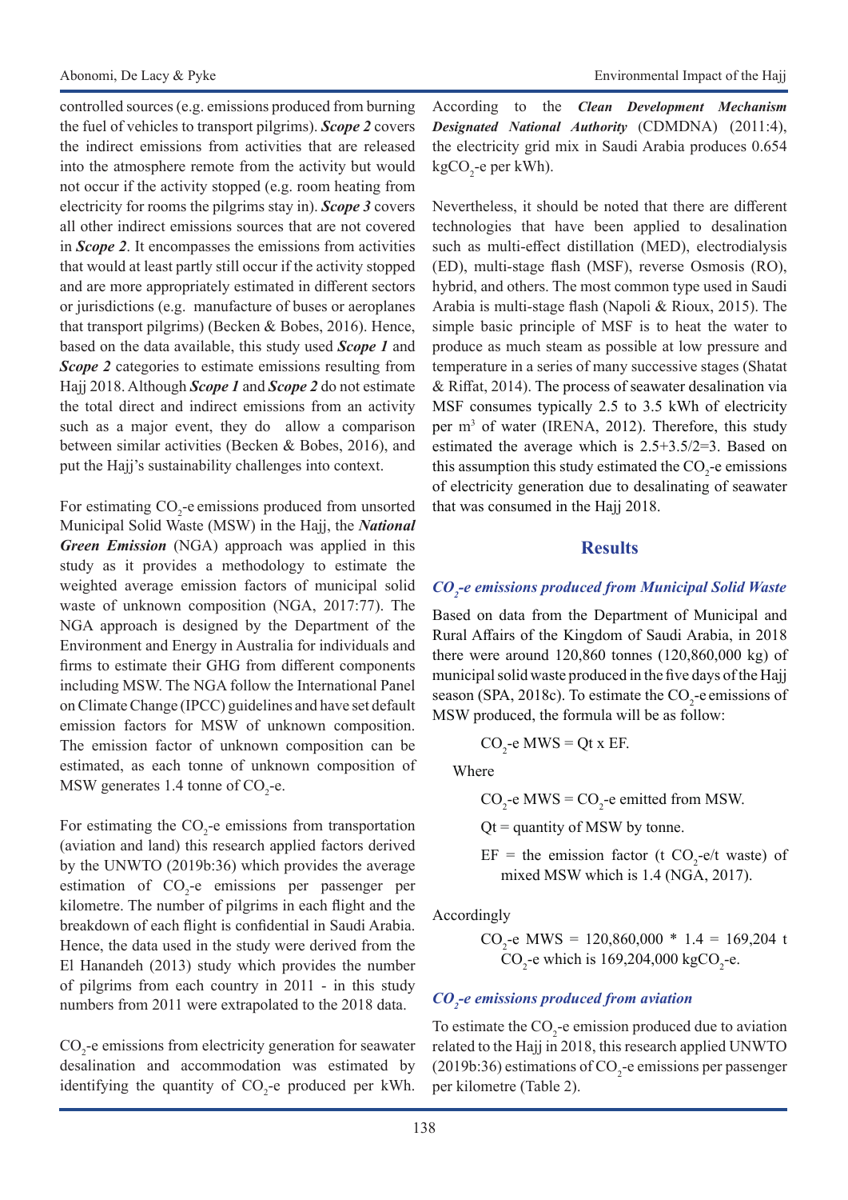controlled sources (e.g. emissions produced from burning the fuel of vehicles to transport pilgrims). ***Scope 2*** covers the indirect emissions from activities that are released into the atmosphere remote from the activity but would not occur if the activity stopped (e.g. room heating from electricity for rooms the pilgrims stay in). ***Scope 3*** covers all other indirect emissions sources that are not covered in ***Scope 2***. It encompasses the emissions from activities that would at least partly still occur if the activity stopped and are more appropriately estimated in different sectors or jurisdictions (e.g. manufacture of buses or aeroplanes that transport pilgrims) (Becken & Bobes, 2016). Hence, based on the data available, this study used ***Scope 1*** and ***Scope 2*** categories to estimate emissions resulting from Hajj 2018. Although ***Scope 1*** and ***Scope 2*** do not estimate the total direct and indirect emissions from an activity such as a major event, they do allow a comparison between similar activities (Becken & Bobes, 2016), and put the Hajj's sustainability challenges into context.

For estimating $CO_2$-e emissions produced from unsorted Municipal Solid Waste (MSW) in the Hajj, the ***National Green Emission*** (NGA) approach was applied in this study as it provides a methodology to estimate the weighted average emission factors of municipal solid waste of unknown composition (NGA, 2017:77). The NGA approach is designed by the Department of the Environment and Energy in Australia for individuals and firms to estimate their GHG from different components including MSW. The NGA follow the International Panel on Climate Change (IPCC) guidelines and have set default emission factors for MSW of unknown composition. The emission factor of unknown composition can be estimated, as each tonne of unknown composition of MSW generates 1.4 tonne of $CO_2$-e.

For estimating the $CO_2$-e emissions from transportation (aviation and land) this research applied factors derived by the UNWTO (2019b:36) which provides the average estimation of $CO_2$-e emissions per passenger per kilometre. The number of pilgrims in each flight and the breakdown of each flight is confidential in Saudi Arabia. Hence, the data used in the study were derived from the El Hanandeh (2013) study which provides the number of pilgrims from each country in 2011 - in this study numbers from 2011 were extrapolated to the 2018 data.

$CO_2$-e emissions from electricity generation for seawater desalination and accommodation was estimated by identifying the quantity of $CO_2$-e produced per kWh. According to the ***Clean Development Mechanism Designated National Authority*** (CDMDNA) (2011:4), the electricity grid mix in Saudi Arabia produces 0.654 kg$CO_2$-e per kWh).

Nevertheless, it should be noted that there are different technologies that have been applied to desalination such as multi-effect distillation (MED), electrodialysis (ED), multi-stage flash (MSF), reverse Osmosis (RO), hybrid, and others. The most common type used in Saudi Arabia is multi-stage flash (Napoli & Rioux, 2015). The simple basic principle of MSF is to heat the water to produce as much steam as possible at low pressure and temperature in a series of many successive stages (Shatat & Riffat, 2014). The process of seawater desalination via MSF consumes typically 2.5 to 3.5 kWh of electricity per $m^3$ of water (IRENA, 2012). Therefore, this study estimated the average which is 2.5+3.5/2=3. Based on this assumption this study estimated the $CO_2$-e emissions of electricity generation due to desalinating of seawater that was consumed in the Hajj 2018.

## Results

### *$CO_2$-e emissions produced from Municipal Solid Waste*

Based on data from the Department of Municipal and Rural Affairs of the Kingdom of Saudi Arabia, in 2018 there were around 120,860 tonnes (120,860,000 kg) of municipal solid waste produced in the five days of the Hajj season (SPA, 2018c). To estimate the $CO_2$-e emissions of MSW produced, the formula will be as follow:

$CO_2$-e MWS = Qt x EF.

Where

$CO_2$-e MWS = $CO_2$-e emitted from MSW.

Qt = quantity of MSW by tonne.

EF = the emission factor (t $CO_2$-e/t waste) of mixed MSW which is 1.4 (NGA, 2017).

Accordingly

$CO_2$-e MWS = 120,860,000 * 1.4 = 169,204 t $CO_2$-e which is 169,204,000 kg$CO_2$-e.

### *$CO_2$-e emissions produced from aviation*

To estimate the $CO_2$-e emission produced due to aviation related to the Hajj in 2018, this research applied UNWTO (2019b:36) estimations of $CO_2$-e emissions per passenger per kilometre (Table 2).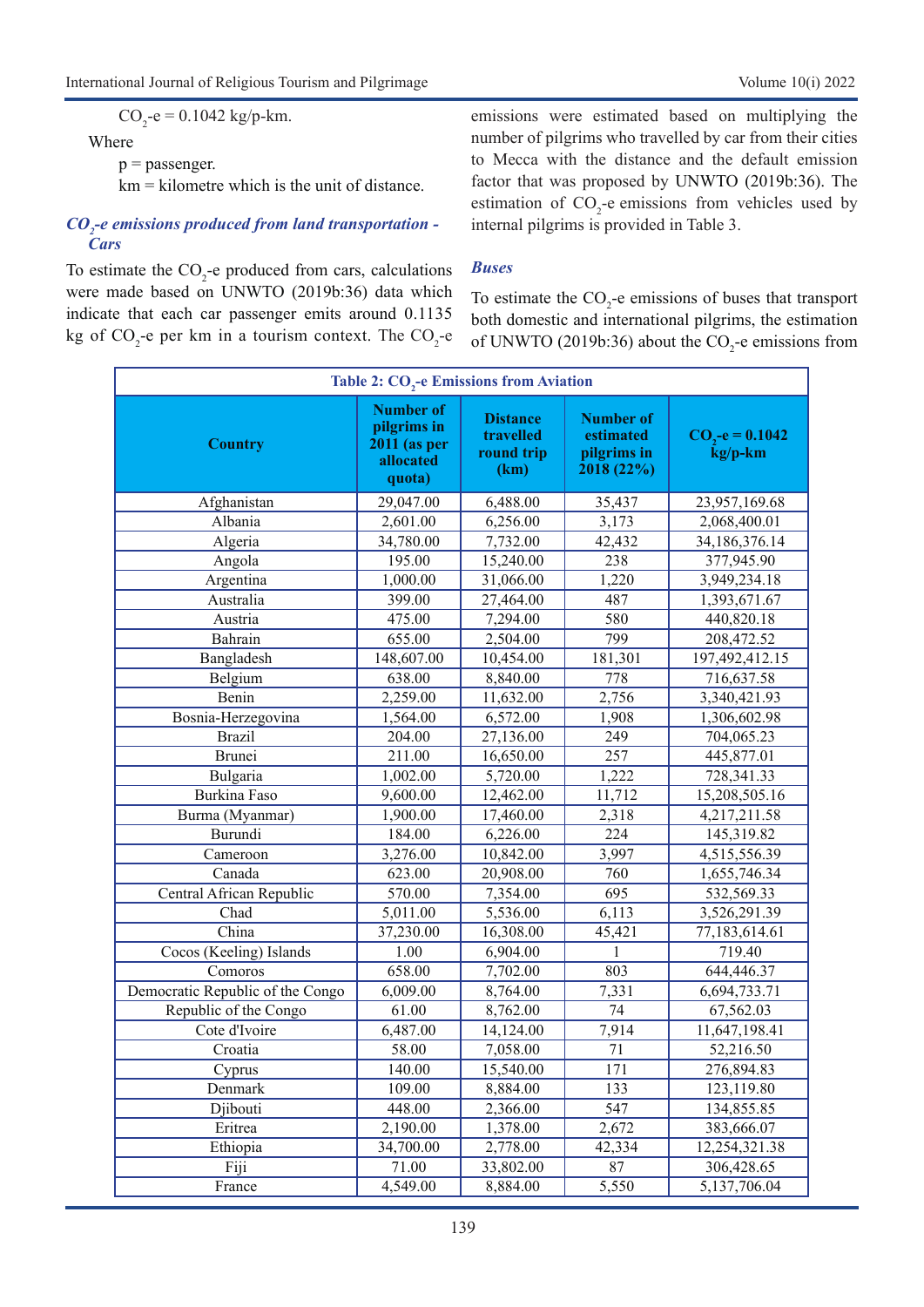$CO_2$-e = 0.1042 kg/p-km.

Where

p = passenger.

km = kilometre which is the unit of distance.

### *$CO_2$-e emissions produced from land transportation - Cars*

To estimate the $CO_2$-e produced from cars, calculations were made based on UNWTO (2019b:36) data which indicate that each car passenger emits around 0.1135 kg of $CO_2$-e per km in a tourism context. The $CO_2$-e emissions were estimated based on multiplying the number of pilgrims who travelled by car from their cities to Mecca with the distance and the default emission factor that was proposed by UNWTO (2019b:36). The estimation of $CO_2$-e emissions from vehicles used by internal pilgrims is provided in Table 3.

### *Buses*

To estimate the $CO_2$-e emissions of buses that transport both domestic and international pilgrims, the estimation of UNWTO (2019b:36) about the $CO_2$-e emissions from

**Table 2: $CO_2$-e Emissions from Aviation**

| Country | Number of pilgrims in 2011 (as per allocated quota) | Distance travelled round trip (km) | Number of estimated pilgrims in 2018 (22%) | $CO_2$-e = 0.1042 kg/p-km |
|---|---|---|---|---|
| Afghanistan | 29,047.00 | 6,488.00 | 35,437 | 23,957,169.68 |
| Albania | 2,601.00 | 6,256.00 | 3,173 | 2,068,400.01 |
| Algeria | 34,780.00 | 7,732.00 | 42,432 | 34,186,376.14 |
| Angola | 195.00 | 15,240.00 | 238 | 377,945.90 |
| Argentina | 1,000.00 | 31,066.00 | 1,220 | 3,949,234.18 |
| Australia | 399.00 | 27,464.00 | 487 | 1,393,671.67 |
| Austria | 475.00 | 7,294.00 | 580 | 440,820.18 |
| Bahrain | 655.00 | 2,504.00 | 799 | 208,472.52 |
| Bangladesh | 148,607.00 | 10,454.00 | 181,301 | 197,492,412.15 |
| Belgium | 638.00 | 8,840.00 | 778 | 716,637.58 |
| Benin | 2,259.00 | 11,632.00 | 2,756 | 3,340,421.93 |
| Bosnia-Herzegovina | 1,564.00 | 6,572.00 | 1,908 | 1,306,602.98 |
| Brazil | 204.00 | 27,136.00 | 249 | 704,065.23 |
| Brunei | 211.00 | 16,650.00 | 257 | 445,877.01 |
| Bulgaria | 1,002.00 | 5,720.00 | 1,222 | 728,341.33 |
| Burkina Faso | 9,600.00 | 12,462.00 | 11,712 | 15,208,505.16 |
| Burma (Myanmar) | 1,900.00 | 17,460.00 | 2,318 | 4,217,211.58 |
| Burundi | 184.00 | 6,226.00 | 224 | 145,319.82 |
| Cameroon | 3,276.00 | 10,842.00 | 3,997 | 4,515,556.39 |
| Canada | 623.00 | 20,908.00 | 760 | 1,655,746.34 |
| Central African Republic | 570.00 | 7,354.00 | 695 | 532,569.33 |
| Chad | 5,011.00 | 5,536.00 | 6,113 | 3,526,291.39 |
| China | 37,230.00 | 16,308.00 | 45,421 | 77,183,614.61 |
| Cocos (Keeling) Islands | 1.00 | 6,904.00 | 1 | 719.40 |
| Comoros | 658.00 | 7,702.00 | 803 | 644,446.37 |
| Democratic Republic of the Congo | 6,009.00 | 8,764.00 | 7,331 | 6,694,733.71 |
| Republic of the Congo | 61.00 | 8,762.00 | 74 | 67,562.03 |
| Cote d'Ivoire | 6,487.00 | 14,124.00 | 7,914 | 11,647,198.41 |
| Croatia | 58.00 | 7,058.00 | 71 | 52,216.50 |
| Cyprus | 140.00 | 15,540.00 | 171 | 276,894.83 |
| Denmark | 109.00 | 8,884.00 | 133 | 123,119.80 |
| Djibouti | 448.00 | 2,366.00 | 547 | 134,855.85 |
| Eritrea | 2,190.00 | 1,378.00 | 2,672 | 383,666.07 |
| Ethiopia | 34,700.00 | 2,778.00 | 42,334 | 12,254,321.38 |
| Fiji | 71.00 | 33,802.00 | 87 | 306,428.65 |
| France | 4,549.00 | 8,884.00 | 5,550 | 5,137,706.04 |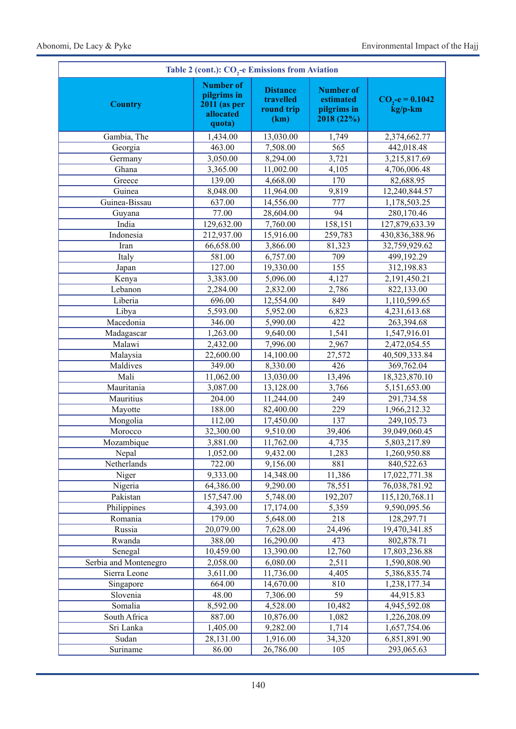**Table 2 (cont.): $CO_2$-e Emissions from Aviation**

| Country | Number of pilgrims in 2011 (as per allocated quota) | Distance travelled round trip (km) | Number of estimated pilgrims in 2018 (22%) | $CO_2$-e = 0.1042 kg/p-km |
|---|---|---|---|---|
| Gambia, The | 1,434.00 | 13,030.00 | 1,749 | 2,374,662.77 |
| Georgia | 463.00 | 7,508.00 | 565 | 442,018.48 |
| Germany | 3,050.00 | 8,294.00 | 3,721 | 3,215,817.69 |
| Ghana | 3,365.00 | 11,002.00 | 4,105 | 4,706,006.48 |
| Greece | 139.00 | 4,668.00 | 170 | 82,688.95 |
| Guinea | 8,048.00 | 11,964.00 | 9,819 | 12,240,844.57 |
| Guinea-Bissau | 637.00 | 14,556.00 | 777 | 1,178,503.25 |
| Guyana | 77.00 | 28,604.00 | 94 | 280,170.46 |
| India | 129,632.00 | 7,760.00 | 158,151 | 127,879,633.39 |
| Indonesia | 212,937.00 | 15,916.00 | 259,783 | 430,836,388.96 |
| Iran | 66,658.00 | 3,866.00 | 81,323 | 32,759,929.62 |
| Italy | 581.00 | 6,757.00 | 709 | 499,192.29 |
| Japan | 127.00 | 19,330.00 | 155 | 312,198.83 |
| Kenya | 3,383.00 | 5,096.00 | 4,127 | 2,191,450.21 |
| Lebanon | 2,284.00 | 2,832.00 | 2,786 | 822,133.00 |
| Liberia | 696.00 | 12,554.00 | 849 | 1,110,599.65 |
| Libya | 5,593.00 | 5,952.00 | 6,823 | 4,231,613.68 |
| Macedonia | 346.00 | 5,990.00 | 422 | 263,394.68 |
| Madagascar | 1,263.00 | 9,640.00 | 1,541 | 1,547,916.01 |
| Malawi | 2,432.00 | 7,996.00 | 2,967 | 2,472,054.55 |
| Malaysia | 22,600.00 | 14,100.00 | 27,572 | 40,509,333.84 |
| Maldives | 349.00 | 8,330.00 | 426 | 369,762.04 |
| Mali | 11,062.00 | 13,030.00 | 13,496 | 18,323,870.10 |
| Mauritania | 3,087.00 | 13,128.00 | 3,766 | 5,151,653.00 |
| Mauritius | 204.00 | 11,244.00 | 249 | 291,734.58 |
| Mayotte | 188.00 | 82,400.00 | 229 | 1,966,212.32 |
| Mongolia | 112.00 | 17,450.00 | 137 | 249,105.73 |
| Morocco | 32,300.00 | 9,510.00 | 39,406 | 39,049,060.45 |
| Mozambique | 3,881.00 | 11,762.00 | 4,735 | 5,803,217.89 |
| Nepal | 1,052.00 | 9,432.00 | 1,283 | 1,260,950.88 |
| Netherlands | 722.00 | 9,156.00 | 881 | 840,522.63 |
| Niger | 9,333.00 | 14,348.00 | 11,386 | 17,022,771.38 |
| Nigeria | 64,386.00 | 9,290.00 | 78,551 | 76,038,781.92 |
| Pakistan | 157,547.00 | 5,748.00 | 192,207 | 115,120,768.11 |
| Philippines | 4,393.00 | 17,174.00 | 5,359 | 9,590,095.56 |
| Romania | 179.00 | 5,648.00 | 218 | 128,297.71 |
| Russia | 20,079.00 | 7,628.00 | 24,496 | 19,470,341.85 |
| Rwanda | 388.00 | 16,290.00 | 473 | 802,878.71 |
| Senegal | 10,459.00 | 13,390.00 | 12,760 | 17,803,236.88 |
| Serbia and Montenegro | 2,058.00 | 6,080.00 | 2,511 | 1,590,808.90 |
| Sierra Leone | 3,611.00 | 11,736.00 | 4,405 | 5,386,835.74 |
| Singapore | 664.00 | 14,670.00 | 810 | 1,238,177.34 |
| Slovenia | 48.00 | 7,306.00 | 59 | 44,915.83 |
| Somalia | 8,592.00 | 4,528.00 | 10,482 | 4,945,592.08 |
| South Africa | 887.00 | 10,876.00 | 1,082 | 1,226,208.09 |
| Sri Lanka | 1,405.00 | 9,282.00 | 1,714 | 1,657,754.06 |
| Sudan | 28,131.00 | 1,916.00 | 34,320 | 6,851,891.90 |
| Suriname | 86.00 | 26,786.00 | 105 | 293,065.63 |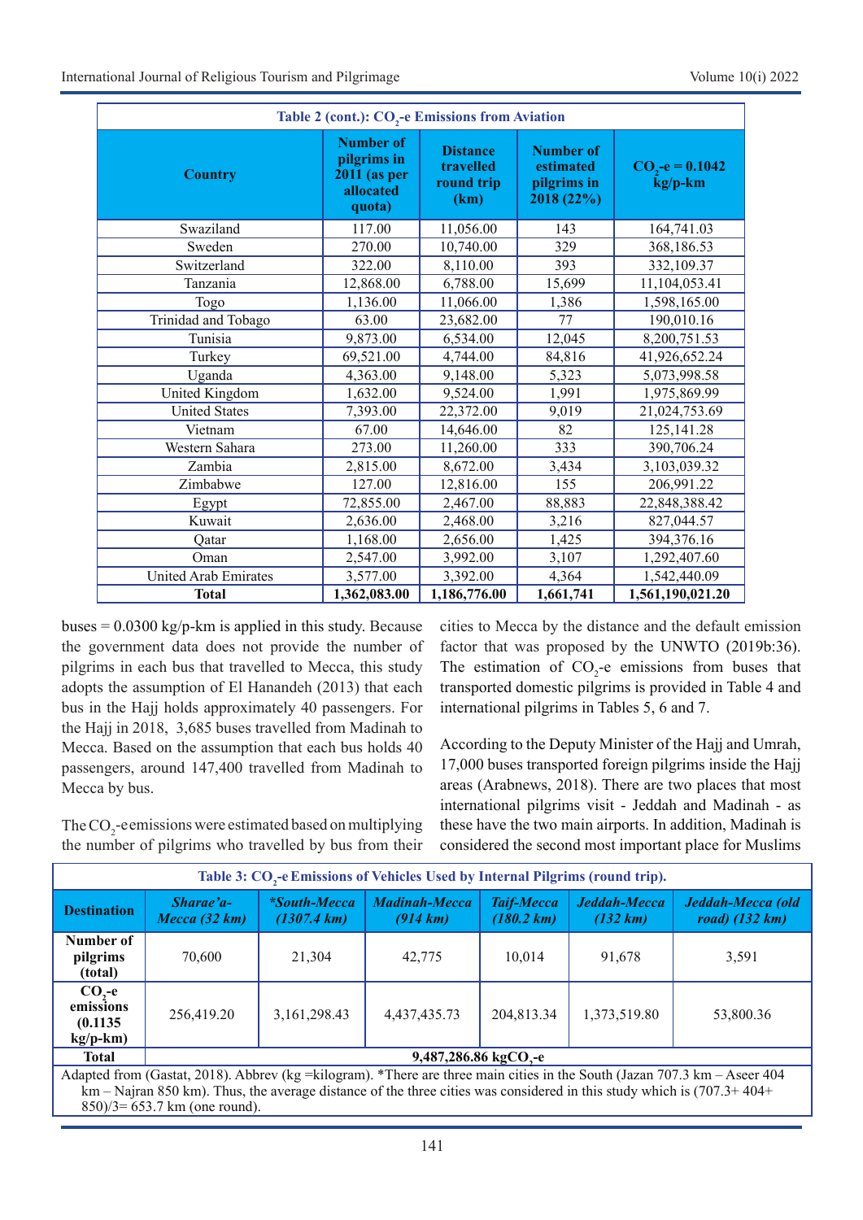| Table 2 (cont.): $CO_2$-e Emissions from Aviation | | | | |
|---|---|---|---|---|
| **Country** | **Number of pilgrims in 2011 (as per allocated quota)** | **Distance travelled round trip (km)** | **Number of estimated pilgrims in 2018 (22%)** | **$CO_2$-e = 0.1042 kg/p-km** |
| Swaziland | 117.00 | 11,056.00 | 143 | 164,741.03 |
| Sweden | 270.00 | 10,740.00 | 329 | 368,186.53 |
| Switzerland | 322.00 | 8,110.00 | 393 | 332,109.37 |
| Tanzania | 12,868.00 | 6,788.00 | 15,699 | 11,104,053.41 |
| Togo | 1,136.00 | 11,066.00 | 1,386 | 1,598,165.00 |
| Trinidad and Tobago | 63.00 | 23,682.00 | 77 | 190,010.16 |
| Tunisia | 9,873.00 | 6,534.00 | 12,045 | 8,200,751.53 |
| Turkey | 69,521.00 | 4,744.00 | 84,816 | 41,926,652.24 |
| Uganda | 4,363.00 | 9,148.00 | 5,323 | 5,073,998.58 |
| United Kingdom | 1,632.00 | 9,524.00 | 1,991 | 1,975,869.99 |
| United States | 7,393.00 | 22,372.00 | 9,019 | 21,024,753.69 |
| Vietnam | 67.00 | 14,646.00 | 82 | 125,141.28 |
| Western Sahara | 273.00 | 11,260.00 | 333 | 390,706.24 |
| Zambia | 2,815.00 | 8,672.00 | 3,434 | 3,103,039.32 |
| Zimbabwe | 127.00 | 12,816.00 | 155 | 206,991.22 |
| Egypt | 72,855.00 | 2,467.00 | 88,883 | 22,848,388.42 |
| Kuwait | 2,636.00 | 2,468.00 | 3,216 | 827,044.57 |
| Qatar | 1,168.00 | 2,656.00 | 1,425 | 394,376.16 |
| Oman | 2,547.00 | 3,992.00 | 3,107 | 1,292,407.60 |
| United Arab Emirates | 3,577.00 | 3,392.00 | 4,364 | 1,542,440.09 |
| **Total** | **1,362,083.00** | **1,186,776.00** | **1,661,741** | **1,561,190,021.20** |

buses = 0.0300 kg/p-km is applied in this study. Because the government data does not provide the number of pilgrims in each bus that travelled to Mecca, this study adopts the assumption of El Hanandeh (2013) that each bus in the Hajj holds approximately 40 passengers. For the Hajj in 2018, 3,685 buses travelled from Madinah to Mecca. Based on the assumption that each bus holds 40 passengers, around 147,400 travelled from Madinah to Mecca by bus.

The $CO_2$-e emissions were estimated based on multiplying the number of pilgrims who travelled by bus from their cities to Mecca by the distance and the default emission factor that was proposed by the UNWTO (2019b:36). The estimation of $CO_2$-e emissions from buses that transported domestic pilgrims is provided in Table 4 and international pilgrims in Tables 5, 6 and 7.

According to the Deputy Minister of the Hajj and Umrah, 17,000 buses transported foreign pilgrims inside the Hajj areas (Arabnews, 2018). There are two places that most international pilgrims visit - Jeddah and Madinah - as these have the two main airports. In addition, Madinah is considered the second most important place for Muslims

| Table 3: $CO_2$-e Emissions of Vehicles Used by Internal Pilgrims (round trip). | | | | | | |
|---|---|---|---|---|---|---|
| **Destination** | ***Sharae'a-Mecca (32 km)*** | ***\*South-Mecca (1307.4 km)*** | ***Madinah-Mecca (914 km)*** | ***Taif-Mecca (180.2 km)*** | ***Jeddah-Mecca (132 km)*** | ***Jeddah-Mecca (old road) (132 km)*** |
| **Number of pilgrims (total)** | 70,600 | 21,304 | 42,775 | 10,014 | 91,678 | 3,591 |
| **$CO_2$-e emissions (0.1135 kg/p-km)** | 256,419.20 | 3,161,298.43 | 4,437,435.73 | 204,813.34 | 1,373,519.80 | 53,800.36 |
| **Total** | **9,487,286.86 kg$CO_2$-e** | | | | | |

Adapted from (Gastat, 2018). Abbrev (kg =kilogram). *There are three main cities in the South (Jazan 707.3 km – Aseer 404 km – Najran 850 km). Thus, the average distance of the three cities was considered in this study which is (707.3+ 404+ 850)/3= 653.7 km (one round).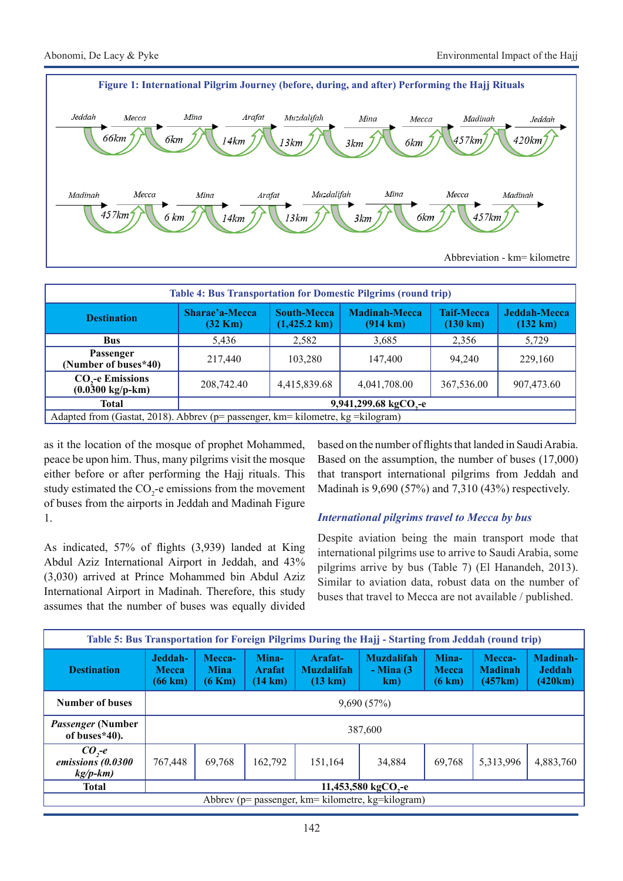**Figure 1: International Pilgrim Journey (before, during, and after) Performing the Hajj Rituals**

Jeddah → Mecca (66km) → Mina (6km) → Arafat (14km) → Muzdalifah (13km) → Mina (3km) → Mecca (6km) → Madinah (457km) → Jeddah (420km)

Madinah → Mecca (457km) → Mina (6 km) → Arafat (14km) → Muzdalifah (13km) → Mina (3km) → Mecca (6km) → Madinah (457km)

Abbreviation - km= kilometre

**Table 4: Bus Transportation for Domestic Pilgrims (round trip)**

| Destination | Sharae'a-Mecca (32 Km) | South-Mecca (1,425.2 km) | Madinah-Mecca (914 km) | Taif-Mecca (130 km) | Jeddah-Mecca (132 km) |
|---|---|---|---|---|---|
| Bus | 5,436 | 2,582 | 3,685 | 2,356 | 5,729 |
| Passenger (Number of buses*40) | 217,440 | 103,280 | 147,400 | 94,240 | 229,160 |
| $CO_2$-e Emissions (0.0300 kg/p-km) | 208,742.40 | 4,415,839.68 | 4,041,708.00 | 367,536.00 | 907,473.60 |
| Total | 9,941,299.68 kg$CO_2$-e | | | | |

Adapted from (Gastat, 2018). Abbrev (p= passenger, km= kilometre, kg =kilogram)

as it the location of the mosque of prophet Mohammed, peace be upon him. Thus, many pilgrims visit the mosque either before or after performing the Hajj rituals. This study estimated the $CO_2$-e emissions from the movement of buses from the airports in Jeddah and Madinah Figure 1.

As indicated, 57% of flights (3,939) landed at King Abdul Aziz International Airport in Jeddah, and 43% (3,030) arrived at Prince Mohammed bin Abdul Aziz International Airport in Madinah. Therefore, this study assumes that the number of buses was equally divided based on the number of flights that landed in Saudi Arabia. Based on the assumption, the number of buses (17,000) that transport international pilgrims from Jeddah and Madinah is 9,690 (57%) and 7,310 (43%) respectively.

### *International pilgrims travel to Mecca by bus*

Despite aviation being the main transport mode that international pilgrims use to arrive to Saudi Arabia, some pilgrims arrive by bus (Table 7) (El Hanandeh, 2013). Similar to aviation data, robust data on the number of buses that travel to Mecca are not available / published.

**Table 5: Bus Transportation for Foreign Pilgrims During the Hajj - Starting from Jeddah (round trip)**

| Destination | Jeddah-Mecca (66 km) | Mecca-Mina (6 Km) | Mina-Arafat (14 km) | Arafat-Muzdalifah (13 km) | Muzdalifah - Mina (3 km) | Mina-Mecca (6 km) | Mecca-Madinah (457km) | Madinah-Jeddah (420km) |
|---|---|---|---|---|---|---|---|---|
| Number of buses | 9,690 (57%) | | | | | | | |
| *Passenger* (Number of buses*40). | 387,600 | | | | | | | |
| *$CO_2$-e emissions (0.0300 kg/p-km)* | 767,448 | 69,768 | 162,792 | 151,164 | 34,884 | 69,768 | 5,313,996 | 4,883,760 |
| Total | 11,453,580 kg$CO_2$-e | | | | | | | |

Abbrev (p= passenger, km= kilometre, kg=kilogram)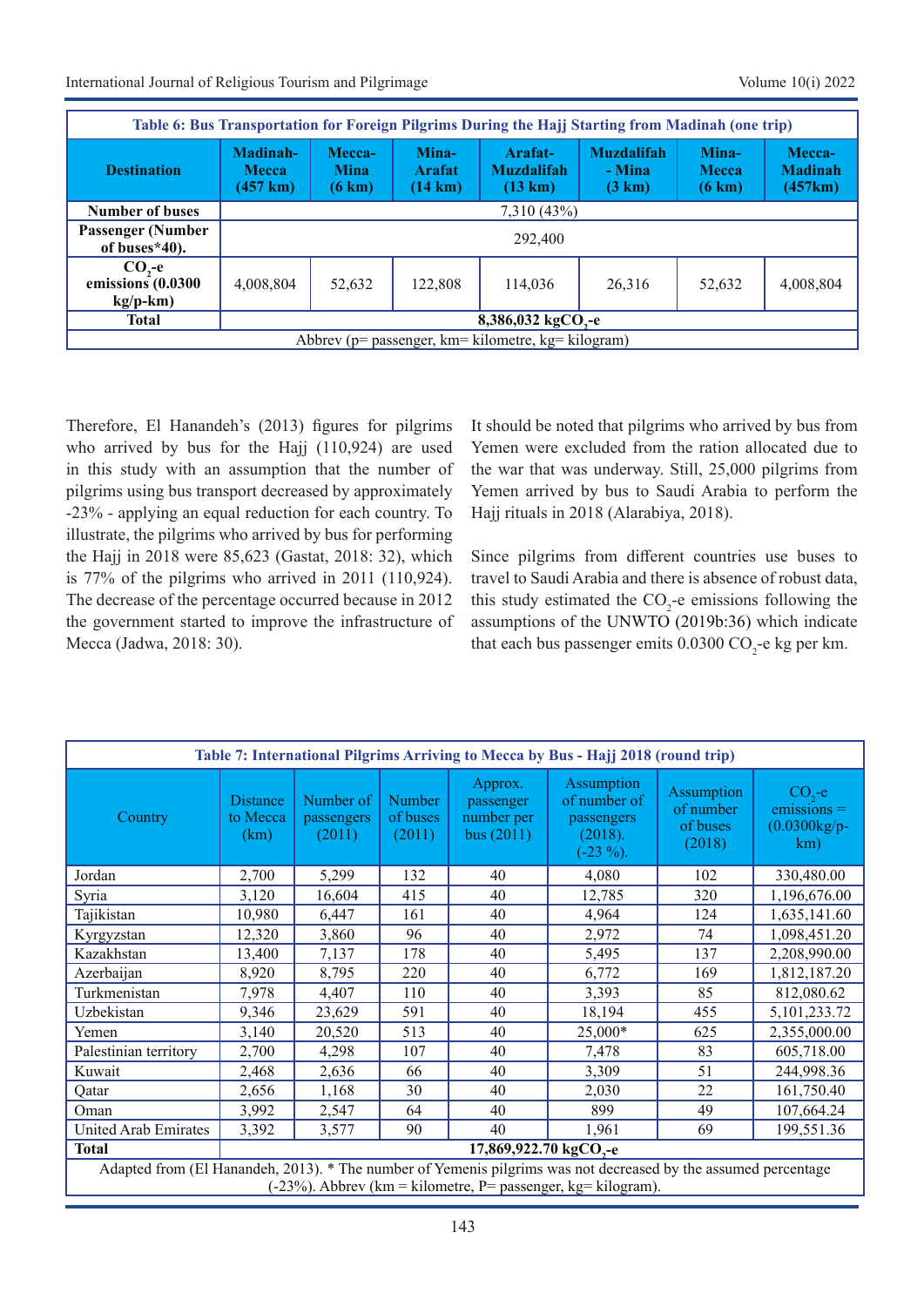| Table 6: Bus Transportation for Foreign Pilgrims During the Hajj Starting from Madinah (one trip) | | | | | | | |
|---|---|---|---|---|---|---|---|
| **Destination** | **Madinah-Mecca (457 km)** | **Mecca-Mina (6 km)** | **Mina-Arafat (14 km)** | **Arafat-Muzdalifah (13 km)** | **Muzdalifah - Mina (3 km)** | **Mina-Mecca (6 km)** | **Mecca-Madinah (457km)** |
| **Number of buses** | 7,310 (43%) | | | | | | |
| **Passenger (Number of buses*40).** | 292,400 | | | | | | |
| **$CO_2$-e emissions (0.0300 kg/p-km)** | 4,008,804 | 52,632 | 122,808 | 114,036 | 26,316 | 52,632 | 4,008,804 |
| **Total** | **8,386,032 kg$CO_2$-e** | | | | | | |
| Abbrev (p= passenger, km= kilometre, kg= kilogram) | | | | | | | |

Therefore, El Hanandeh's (2013) figures for pilgrims who arrived by bus for the Hajj (110,924) are used in this study with an assumption that the number of pilgrims using bus transport decreased by approximately -23% - applying an equal reduction for each country. To illustrate, the pilgrims who arrived by bus for performing the Hajj in 2018 were 85,623 (Gastat, 2018: 32), which is 77% of the pilgrims who arrived in 2011 (110,924). The decrease of the percentage occurred because in 2012 the government started to improve the infrastructure of Mecca (Jadwa, 2018: 30).

It should be noted that pilgrims who arrived by bus from Yemen were excluded from the ration allocated due to the war that was underway. Still, 25,000 pilgrims from Yemen arrived by bus to Saudi Arabia to perform the Hajj rituals in 2018 (Alarabiya, 2018).

Since pilgrims from different countries use buses to travel to Saudi Arabia and there is absence of robust data, this study estimated the $CO_2$-e emissions following the assumptions of the UNWTO (2019b:36) which indicate that each bus passenger emits 0.0300 $CO_2$-e kg per km.

| Table 7: International Pilgrims Arriving to Mecca by Bus - Hajj 2018 (round trip) | | | | | | | |
|---|---|---|---|---|---|---|---|
| Country | Distance to Mecca (km) | Number of passengers (2011) | Number of buses (2011) | Approx. passenger number per bus (2011) | Assumption of number of passengers (2018). (-23 %). | Assumption of number of buses (2018) | $CO_2$-e emissions = (0.0300kg/p-km) |
| Jordan | 2,700 | 5,299 | 132 | 40 | 4,080 | 102 | 330,480.00 |
| Syria | 3,120 | 16,604 | 415 | 40 | 12,785 | 320 | 1,196,676.00 |
| Tajikistan | 10,980 | 6,447 | 161 | 40 | 4,964 | 124 | 1,635,141.60 |
| Kyrgyzstan | 12,320 | 3,860 | 96 | 40 | 2,972 | 74 | 1,098,451.20 |
| Kazakhstan | 13,400 | 7,137 | 178 | 40 | 5,495 | 137 | 2,208,990.00 |
| Azerbaijan | 8,920 | 8,795 | 220 | 40 | 6,772 | 169 | 1,812,187.20 |
| Turkmenistan | 7,978 | 4,407 | 110 | 40 | 3,393 | 85 | 812,080.62 |
| Uzbekistan | 9,346 | 23,629 | 591 | 40 | 18,194 | 455 | 5,101,233.72 |
| Yemen | 3,140 | 20,520 | 513 | 40 | 25,000* | 625 | 2,355,000.00 |
| Palestinian territory | 2,700 | 4,298 | 107 | 40 | 7,478 | 83 | 605,718.00 |
| Kuwait | 2,468 | 2,636 | 66 | 40 | 3,309 | 51 | 244,998.36 |
| Qatar | 2,656 | 1,168 | 30 | 40 | 2,030 | 22 | 161,750.40 |
| Oman | 3,992 | 2,547 | 64 | 40 | 899 | 49 | 107,664.24 |
| United Arab Emirates | 3,392 | 3,577 | 90 | 40 | 1,961 | 69 | 199,551.36 |
| **Total** | **17,869,922.70 kg$CO_2$-e** | | | | | | |
| Adapted from (El Hanandeh, 2013). * The number of Yemenis pilgrims was not decreased by the assumed percentage (-23%). Abbrev (km = kilometre, P= passenger, kg= kilogram). | | | | | | | |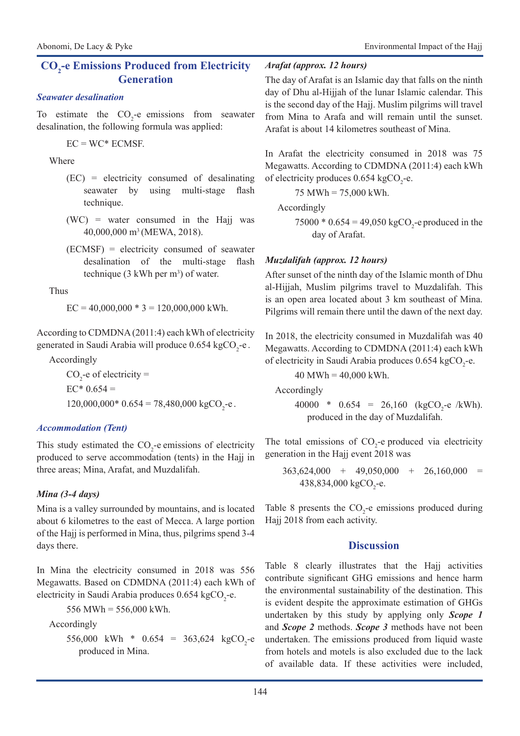## $CO_2$-e Emissions Produced from Electricity Generation

### *Seawater desalination*

To estimate the $CO_2$-e emissions from seawater desalination, the following formula was applied:

EC = WC* ECMSF.

Where

(EC) = electricity consumed of desalinating seawater by using multi-stage flash technique.

(WC) = water consumed in the Hajj was 40,000,000 $m^3$ (MEWA, 2018).

(ECMSF) = electricity consumed of seawater desalination of the multi-stage flash technique (3 kWh per $m^3$) of water.

Thus

EC = 40,000,000 * 3 = 120,000,000 kWh.

According to CDMDNA (2011:4) each kWh of electricity generated in Saudi Arabia will produce 0.654 kg$CO_2$-e.

Accordingly

$CO_2$-e of electricity =

EC* 0.654 =

120,000,000* 0.654 = 78,480,000 kg$CO_2$-e.

### *Accommodation (Tent)*

This study estimated the $CO_2$-e emissions of electricity produced to serve accommodation (tents) in the Hajj in three areas; Mina, Arafat, and Muzdalifah.

#### *Mina (3-4 days)*

Mina is a valley surrounded by mountains, and is located about 6 kilometres to the east of Mecca. A large portion of the Hajj is performed in Mina, thus, pilgrims spend 3-4 days there.

In Mina the electricity consumed in 2018 was 556 Megawatts. Based on CDMDNA (2011:4) each kWh of electricity in Saudi Arabia produces 0.654 kg$CO_2$-e.

556 MWh = 556,000 kWh.

Accordingly

556,000 kWh * 0.654 = 363,624 kg$CO_2$-e produced in Mina.

#### *Arafat (approx. 12 hours)*

The day of Arafat is an Islamic day that falls on the ninth day of Dhu al-Hijjah of the lunar Islamic calendar. This is the second day of the Hajj. Muslim pilgrims will travel from Mina to Arafa and will remain until the sunset. Arafat is about 14 kilometres southeast of Mina.

In Arafat the electricity consumed in 2018 was 75 Megawatts. According to CDMDNA (2011:4) each kWh of electricity produces 0.654 kg$CO_2$-e.

75 MWh = 75,000 kWh.

Accordingly

75000 * 0.654 = 49,050 kg$CO_2$-e produced in the day of Arafat.

#### *Muzdalifah (approx. 12 hours)*

After sunset of the ninth day of the Islamic month of Dhu al-Hijjah, Muslim pilgrims travel to Muzdalifah. This is an open area located about 3 km southeast of Mina. Pilgrims will remain there until the dawn of the next day.

In 2018, the electricity consumed in Muzdalifah was 40 Megawatts. According to CDMDNA (2011:4) each kWh of electricity in Saudi Arabia produces 0.654 kg$CO_2$-e.

40 MWh = 40,000 kWh.

Accordingly

40000 * 0.654 = 26,160 (kg$CO_2$-e /kWh). produced in the day of Muzdalifah.

The total emissions of $CO_2$-e produced via electricity generation in the Hajj event 2018 was

363,624,000 + 49,050,000 + 26,160,000 = 438,834,000 kg$CO_2$-e.

Table 8 presents the $CO_2$-e emissions produced during Hajj 2018 from each activity.

## Discussion

Table 8 clearly illustrates that the Hajj activities contribute significant GHG emissions and hence harm the environmental sustainability of the destination. This is evident despite the approximate estimation of GHGs undertaken by this study by applying only ***Scope 1*** and ***Scope 2*** methods. ***Scope 3*** methods have not been undertaken. The emissions produced from liquid waste from hotels and motels is also excluded due to the lack of available data. If these activities were included,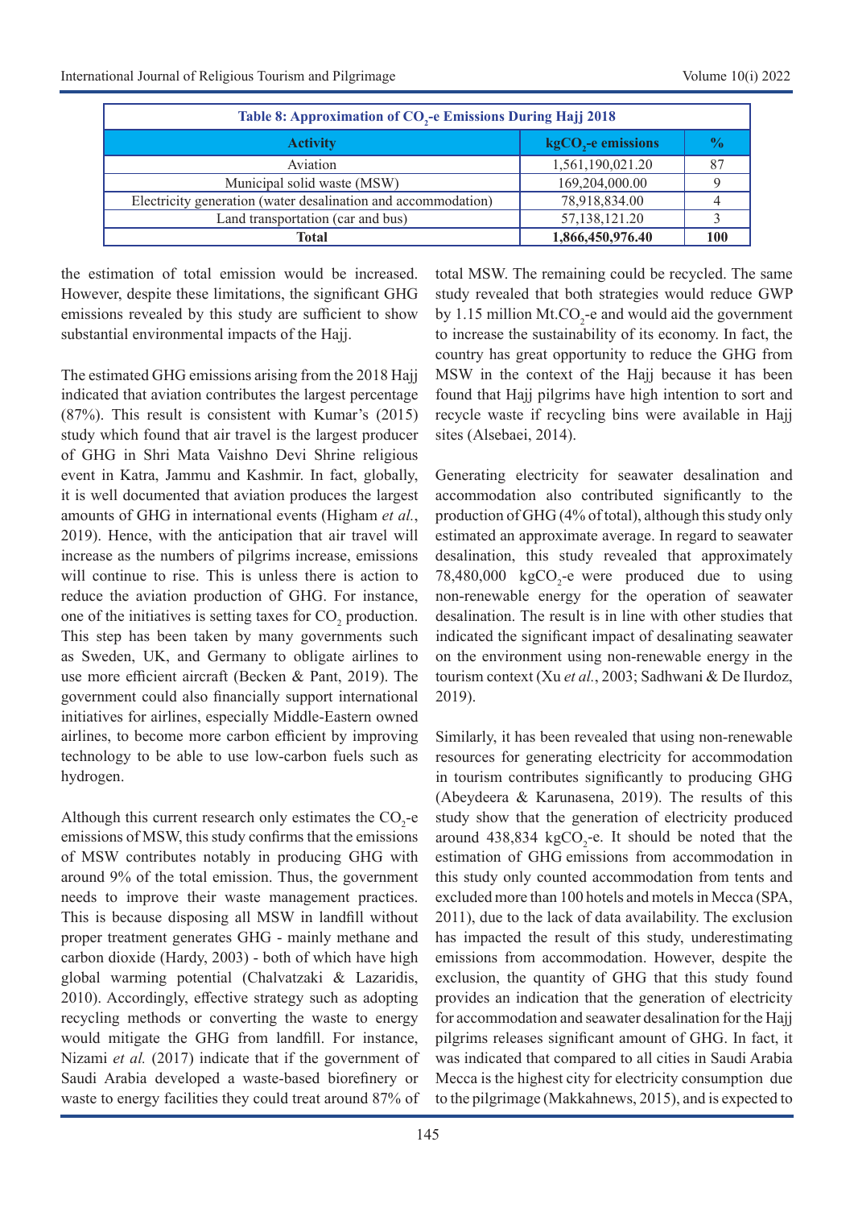**Table 8: Approximation of $CO_2$-e Emissions During Hajj 2018**

| Activity | kg$CO_2$-e emissions | % |
|---|---|---|
| Aviation | 1,561,190,021.20 | 87 |
| Municipal solid waste (MSW) | 169,204,000.00 | 9 |
| Electricity generation (water desalination and accommodation) | 78,918,834.00 | 4 |
| Land transportation (car and bus) | 57,138,121.20 | 3 |
| **Total** | **1,866,450,976.40** | **100** |

the estimation of total emission would be increased. However, despite these limitations, the significant GHG emissions revealed by this study are sufficient to show substantial environmental impacts of the Hajj.

The estimated GHG emissions arising from the 2018 Hajj indicated that aviation contributes the largest percentage (87%). This result is consistent with Kumar's (2015) study which found that air travel is the largest producer of GHG in Shri Mata Vaishno Devi Shrine religious event in Katra, Jammu and Kashmir. In fact, globally, it is well documented that aviation produces the largest amounts of GHG in international events (Higham *et al.*, 2019). Hence, with the anticipation that air travel will increase as the numbers of pilgrims increase, emissions will continue to rise. This is unless there is action to reduce the aviation production of GHG. For instance, one of the initiatives is setting taxes for $CO_2$ production. This step has been taken by many governments such as Sweden, UK, and Germany to obligate airlines to use more efficient aircraft (Becken & Pant, 2019). The government could also financially support international initiatives for airlines, especially Middle-Eastern owned airlines, to become more carbon efficient by improving technology to be able to use low-carbon fuels such as hydrogen.

Although this current research only estimates the $CO_2$-e emissions of MSW, this study confirms that the emissions of MSW contributes notably in producing GHG with around 9% of the total emission. Thus, the government needs to improve their waste management practices. This is because disposing all MSW in landfill without proper treatment generates GHG - mainly methane and carbon dioxide (Hardy, 2003) - both of which have high global warming potential (Chalvatzaki & Lazaridis, 2010). Accordingly, effective strategy such as adopting recycling methods or converting the waste to energy would mitigate the GHG from landfill. For instance, Nizami *et al.* (2017) indicate that if the government of Saudi Arabia developed a waste-based biorefinery or waste to energy facilities they could treat around 87% of total MSW. The remaining could be recycled. The same study revealed that both strategies would reduce GWP by 1.15 million Mt.$CO_2$-e and would aid the government to increase the sustainability of its economy. In fact, the country has great opportunity to reduce the GHG from MSW in the context of the Hajj because it has been found that Hajj pilgrims have high intention to sort and recycle waste if recycling bins were available in Hajj sites (Alsebaei, 2014).

Generating electricity for seawater desalination and accommodation also contributed significantly to the production of GHG (4% of total), although this study only estimated an approximate average. In regard to seawater desalination, this study revealed that approximately 78,480,000 kg$CO_2$-e were produced due to using non-renewable energy for the operation of seawater desalination. The result is in line with other studies that indicated the significant impact of desalinating seawater on the environment using non-renewable energy in the tourism context (Xu *et al.*, 2003; Sadhwani & De Ilurdoz, 2019).

Similarly, it has been revealed that using non-renewable resources for generating electricity for accommodation in tourism contributes significantly to producing GHG (Abeydeera & Karunasena, 2019). The results of this study show that the generation of electricity produced around 438,834 kg$CO_2$-e. It should be noted that the estimation of GHG emissions from accommodation in this study only counted accommodation from tents and excluded more than 100 hotels and motels in Mecca (SPA, 2011), due to the lack of data availability. The exclusion has impacted the result of this study, underestimating emissions from accommodation. However, despite the exclusion, the quantity of GHG that this study found provides an indication that the generation of electricity for accommodation and seawater desalination for the Hajj pilgrims releases significant amount of GHG. In fact, it was indicated that compared to all cities in Saudi Arabia Mecca is the highest city for electricity consumption due to the pilgrimage (Makkahnews, 2015), and is expected to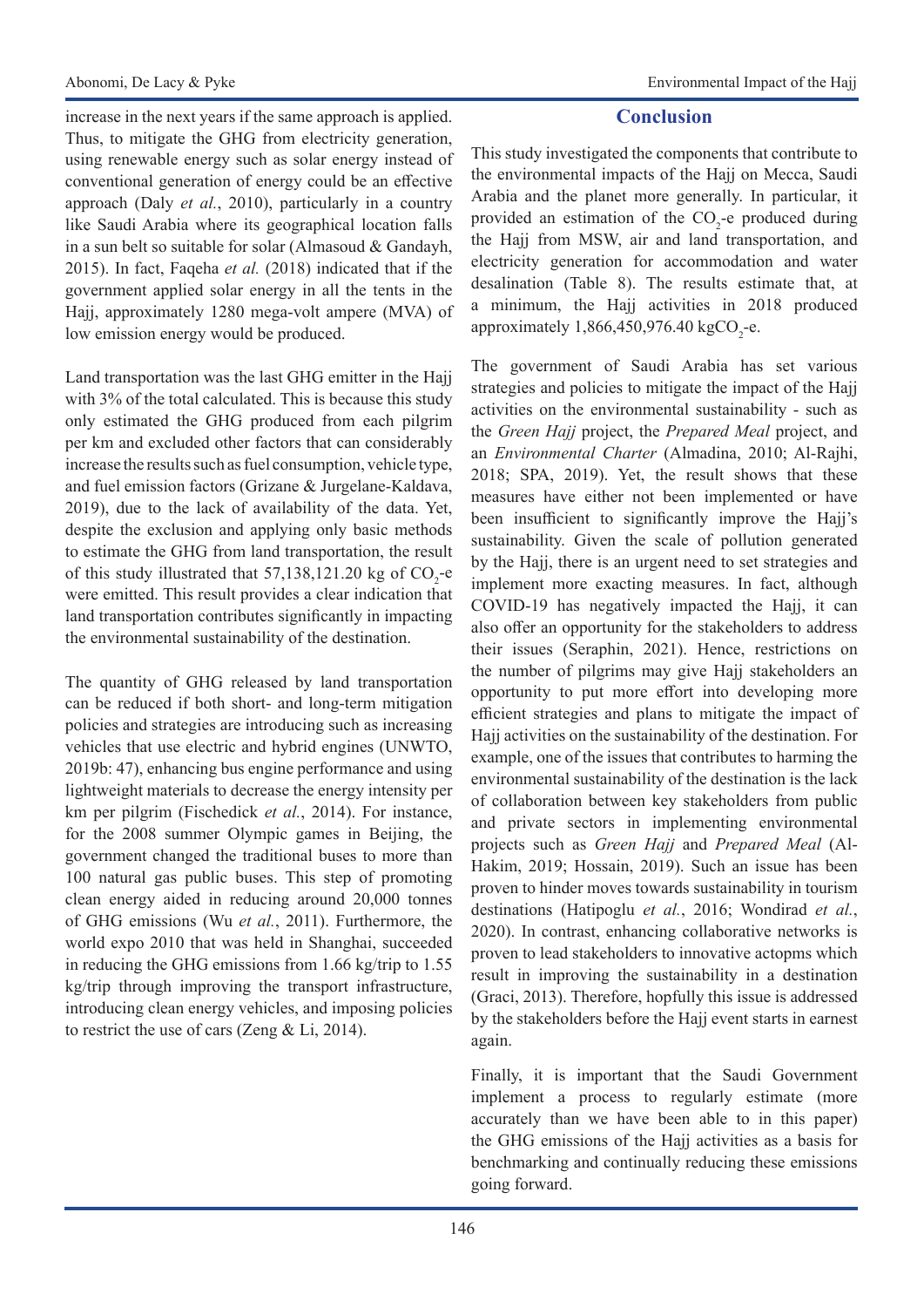increase in the next years if the same approach is applied. Thus, to mitigate the GHG from electricity generation, using renewable energy such as solar energy instead of conventional generation of energy could be an effective approach (Daly *et al.*, 2010), particularly in a country like Saudi Arabia where its geographical location falls in a sun belt so suitable for solar (Almasoud & Gandayh, 2015). In fact, Faqeha *et al.* (2018) indicated that if the government applied solar energy in all the tents in the Hajj, approximately 1280 mega-volt ampere (MVA) of low emission energy would be produced.

Land transportation was the last GHG emitter in the Hajj with 3% of the total calculated. This is because this study only estimated the GHG produced from each pilgrim per km and excluded other factors that can considerably increase the results such as fuel consumption, vehicle type, and fuel emission factors (Grizane & Jurgelane-Kaldava, 2019), due to the lack of availability of the data. Yet, despite the exclusion and applying only basic methods to estimate the GHG from land transportation, the result of this study illustrated that 57,138,121.20 kg of $CO_2$-e were emitted. This result provides a clear indication that land transportation contributes significantly in impacting the environmental sustainability of the destination.

The quantity of GHG released by land transportation can be reduced if both short- and long-term mitigation policies and strategies are introducing such as increasing vehicles that use electric and hybrid engines (UNWTO, 2019b: 47), enhancing bus engine performance and using lightweight materials to decrease the energy intensity per km per pilgrim (Fischedick *et al.*, 2014). For instance, for the 2008 summer Olympic games in Beijing, the government changed the traditional buses to more than 100 natural gas public buses. This step of promoting clean energy aided in reducing around 20,000 tonnes of GHG emissions (Wu *et al.*, 2011). Furthermore, the world expo 2010 that was held in Shanghai, succeeded in reducing the GHG emissions from 1.66 kg/trip to 1.55 kg/trip through improving the transport infrastructure, introducing clean energy vehicles, and imposing policies to restrict the use of cars (Zeng & Li, 2014).

## Conclusion

This study investigated the components that contribute to the environmental impacts of the Hajj on Mecca, Saudi Arabia and the planet more generally. In particular, it provided an estimation of the $CO_2$-e produced during the Hajj from MSW, air and land transportation, and electricity generation for accommodation and water desalination (Table 8). The results estimate that, at a minimum, the Hajj activities in 2018 produced approximately 1,866,450,976.40 kg$CO_2$-e.

The government of Saudi Arabia has set various strategies and policies to mitigate the impact of the Hajj activities on the environmental sustainability - such as the *Green Hajj* project, the *Prepared Meal* project, and an *Environmental Charter* (Almadina, 2010; Al-Rajhi, 2018; SPA, 2019). Yet, the result shows that these measures have either not been implemented or have been insufficient to significantly improve the Hajj's sustainability. Given the scale of pollution generated by the Hajj, there is an urgent need to set strategies and implement more exacting measures. In fact, although COVID-19 has negatively impacted the Hajj, it can also offer an opportunity for the stakeholders to address their issues (Seraphin, 2021). Hence, restrictions on the number of pilgrims may give Hajj stakeholders an opportunity to put more effort into developing more efficient strategies and plans to mitigate the impact of Hajj activities on the sustainability of the destination. For example, one of the issues that contributes to harming the environmental sustainability of the destination is the lack of collaboration between key stakeholders from public and private sectors in implementing environmental projects such as *Green Hajj* and *Prepared Meal* (Al-Hakim, 2019; Hossain, 2019). Such an issue has been proven to hinder moves towards sustainability in tourism destinations (Hatipoglu *et al.*, 2016; Wondirad *et al.*, 2020). In contrast, enhancing collaborative networks is proven to lead stakeholders to innovative actopms which result in improving the sustainability in a destination (Graci, 2013). Therefore, hopfully this issue is addressed by the stakeholders before the Hajj event starts in earnest again.

Finally, it is important that the Saudi Government implement a process to regularly estimate (more accurately than we have been able to in this paper) the GHG emissions of the Hajj activities as a basis for benchmarking and continually reducing these emissions going forward.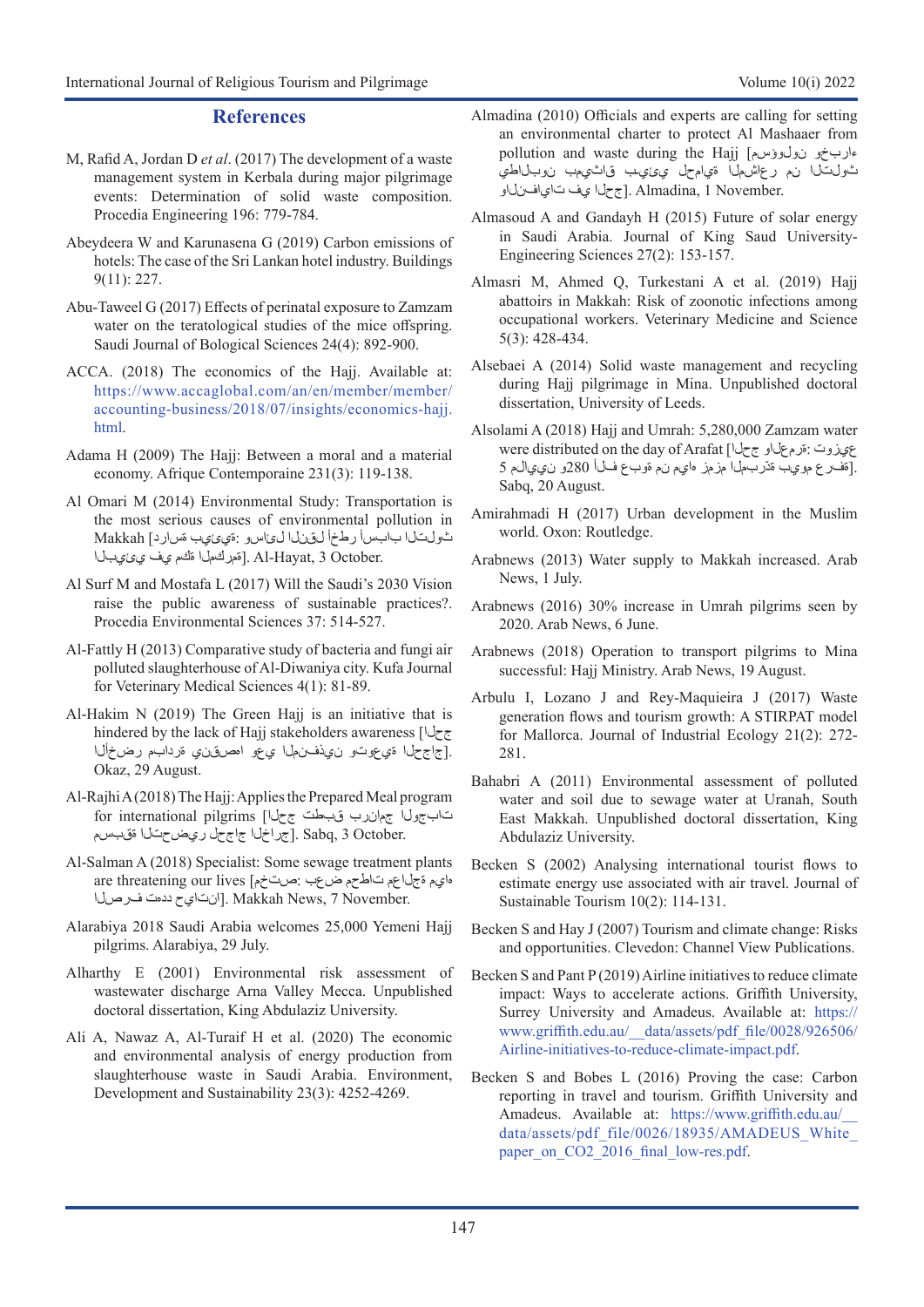## References

M, Rafid A, Jordan D *et al*. (2017) The development of a waste management system in Kerbala during major pilgrimage events: Determination of solid waste composition. Procedia Engineering 196: 779-784.

Abeydeera W and Karunasena G (2019) Carbon emissions of hotels: The case of the Sri Lankan hotel industry. Buildings 9(11): 227.

Abu-Taweel G (2017) Effects of perinatal exposure to Zamzam water on the teratological studies of the mice offspring. Saudi Journal of Bological Sciences 24(4): 892-900.

ACCA. (2018) The economics of the Hajj. Available at: https://www.accaglobal.com/an/en/member/member/accounting-business/2018/07/insights/economics-hajj.html.

Adama H (2009) The Hajj: Between a moral and a material economy. Afrique Contemporaine 231(3): 119-138.

Al Omari M (2014) Environmental Study: Transportation is the most serious causes of environmental pollution in Makkah [دراسة بيئية: وسائل النقل أخطر أسباب التلوث البيئي في مكة المكرمة]. Al-Hayat, 3 October.

Al Surf M and Mostafa L (2017) Will the Saudi's 2030 Vision raise the public awareness of sustainable practices?. Procedia Environmental Sciences 37: 514-527.

Al-Fattly H (2013) Comparative study of bacteria and fungi air polluted slaughterhouse of Al-Diwaniya city. Kufa Journal for Veterinary Medical Sciences 4(1): 81-89.

Al-Hakim N (2019) The Green Hajj is an initiative that is hindered by the lack of Hajj stakeholders awareness [الحج الأخضر مبادرة ينقصها وعي المنفذين وتوعية الحجاج]. Okaz, 29 August.

Al-Rajhi A (2018) The Hajj: Applies the Prepared Meal program for international pilgrims [الحج تطبق برنامج الوجبات المحضرة لحجاج الخارج]. Sabq, 3 October.

Al-Salman A (2018) Specialist: Some sewage treatment plants are threatening our lives [مختص: بعض محطات معالجة مياه الصرف تهدد حياتنا]. Makkah News, 7 November.

Alarabiya 2018 Saudi Arabia welcomes 25,000 Yemeni Hajj pilgrims. Alarabiya, 29 July.

Alharthy E (2001) Environmental risk assessment of wastewater discharge Arna Valley Mecca. Unpublished doctoral dissertation, King Abdulaziz University.

Ali A, Nawaz A, Al-Turaif H et al. (2020) The economic and environmental analysis of energy production from slaughterhouse waste in Saudi Arabia. Environment, Development and Sustainability 23(3): 4252-4269.

Almadina (2010) Officials and experts are calling for setting an environmental charter to protect Al Mashaaer from pollution and waste during the Hajj [مسؤولون وخبراء يطالبون بميثاق بيئي لحماية المشاعر من التلوث والنفايات في الحج]. Almadina, 1 November.

Almasoud A and Gandayh H (2015) Future of solar energy in Saudi Arabia. Journal of King Saud University-Engineering Sciences 27(2): 153-157.

Almasri M, Ahmed Q, Turkestani A et al. (2019) Hajj abattoirs in Makkah: Risk of zoonotic infections among occupational workers. Veterinary Medicine and Science 5(3): 428-434.

Alsebaei A (2014) Solid waste management and recycling during Hajj pilgrimage in Mina. Unpublished doctoral dissertation, University of Leeds.

Alsolami A (2018) Hajj and Umrah: 5,280,000 Zamzam water were distributed on the day of Arafat [الحج والعمرة: توزيع 5 ملايين و280 ألف عبوة من مياه زمزم المبردة بيوم عرفة]. Sabq, 20 August.

Amirahmadi H (2017) Urban development in the Muslim world. Oxon: Routledge.

Arabnews (2013) Water supply to Makkah increased. Arab News, 1 July.

Arabnews (2016) 30% increase in Umrah pilgrims seen by 2020. Arab News, 6 June.

Arabnews (2018) Operation to transport pilgrims to Mina successful: Hajj Ministry. Arab News, 19 August.

Arbulu I, Lozano J and Rey-Maquieira J (2017) Waste generation flows and tourism growth: A STIRPAT model for Mallorca. Journal of Industrial Ecology 21(2): 272-281.

Bahabri A (2011) Environmental assessment of polluted water and soil due to sewage water at Uranah, South East Makkah. Unpublished doctoral dissertation, King Abdulaziz University.

Becken S (2002) Analysing international tourist flows to estimate energy use associated with air travel. Journal of Sustainable Tourism 10(2): 114-131.

Becken S and Hay J (2007) Tourism and climate change: Risks and opportunities. Clevedon: Channel View Publications.

Becken S and Pant P (2019) Airline initiatives to reduce climate impact: Ways to accelerate actions. Griffith University, Surrey University and Amadeus. Available at: https://www.griffith.edu.au/__data/assets/pdf_file/0028/926506/Airline-initiatives-to-reduce-climate-impact.pdf.

Becken S and Bobes L (2016) Proving the case: Carbon reporting in travel and tourism. Griffith University and Amadeus. Available at: https://www.griffith.edu.au/__data/assets/pdf_file/0026/18935/AMADEUS_White_paper_on_CO2_2016_final_low-res.pdf.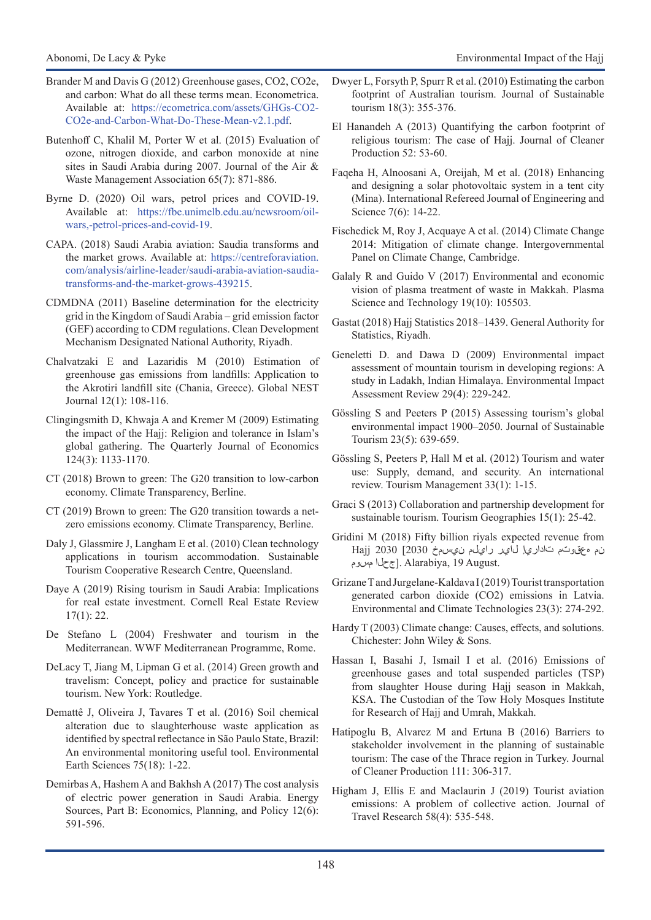Brander M and Davis G (2012) Greenhouse gases, CO2, CO2e, and carbon: What do all these terms mean. Econometrica. Available at: https://ecometrica.com/assets/GHGs-CO2-CO2e-and-Carbon-What-Do-These-Mean-v2.1.pdf.

Butenhoff C, Khalil M, Porter W et al. (2015) Evaluation of ozone, nitrogen dioxide, and carbon monoxide at nine sites in Saudi Arabia during 2007. Journal of the Air & Waste Management Association 65(7): 871-886.

Byrne D. (2020) Oil wars, petrol prices and COVID-19. Available at: https://fbe.unimelb.edu.au/newsroom/oil-wars,-petrol-prices-and-covid-19.

CAPA. (2018) Saudi Arabia aviation: Saudia transforms and the market grows. Available at: https://centreforaviation.com/analysis/airline-leader/saudi-arabia-aviation-saudia-transforms-and-the-market-grows-439215.

CDMDNA (2011) Baseline determination for the electricity grid in the Kingdom of Saudi Arabia – grid emission factor (GEF) according to CDM regulations. Clean Development Mechanism Designated National Authority, Riyadh.

Chalvatzaki E and Lazaridis M (2010) Estimation of greenhouse gas emissions from landfills: Application to the Akrotiri landfill site (Chania, Greece). Global NEST Journal 12(1): 108-116.

Clingingsmith D, Khwaja A and Kremer M (2009) Estimating the impact of the Hajj: Religion and tolerance in Islam's global gathering. The Quarterly Journal of Economics 124(3): 1133-1170.

CT (2018) Brown to green: The G20 transition to low-carbon economy. Climate Transparency, Berline.

CT (2019) Brown to green: The G20 transition towards a net-zero emissions economy. Climate Transparency, Berline.

Daly J, Glassmire J, Langham E et al. (2010) Clean technology applications in tourism accommodation. Sustainable Tourism Cooperative Research Centre, Queensland.

Daye A (2019) Rising tourism in Saudi Arabia: Implications for real estate investment. Cornell Real Estate Review 17(1): 22.

De Stefano L (2004) Freshwater and tourism in the Mediterranean. WWF Mediterranean Programme, Rome.

DeLacy T, Jiang M, Lipman G et al. (2014) Green growth and travelism: Concept, policy and practice for sustainable tourism. New York: Routledge.

Demattê J, Oliveira J, Tavares T et al. (2016) Soil chemical alteration due to slaughterhouse waste application as identified by spectral reflectance in São Paulo State, Brazil: An environmental monitoring useful tool. Environmental Earth Sciences 75(18): 1-22.

Demirbas A, Hashem A and Bakhsh A (2017) The cost analysis of electric power generation in Saudi Arabia. Energy Sources, Part B: Economics, Planning, and Policy 12(6): 591-596.

Dwyer L, Forsyth P, Spurr R et al. (2010) Estimating the carbon footprint of Australian tourism. Journal of Sustainable tourism 18(3): 355-376.

El Hanandeh A (2013) Quantifying the carbon footprint of religious tourism: The case of Hajj. Journal of Cleaner Production 52: 53-60.

Faqeha H, Alnoosani A, Oreijah, M et al. (2018) Enhancing and designing a solar photovoltaic system in a tent city (Mina). International Refereed Journal of Engineering and Science 7(6): 14-22.

Fischedick M, Roy J, Acquaye A et al. (2014) Climate Change 2014: Mitigation of climate change. Intergovernmental Panel on Climate Change, Cambridge.

Galaly R and Guido V (2017) Environmental and economic vision of plasma treatment of waste in Makkah. Plasma Science and Technology 19(10): 105503.

Gastat (2018) Hajj Statistics 2018–1439. General Authority for Statistics, Riyadh.

Geneletti D. and Dawa D (2009) Environmental impact assessment of mountain tourism in developing regions: A study in Ladakh, Indian Himalaya. Environmental Impact Assessment Review 29(4): 229-242.

Gössling S and Peeters P (2015) Assessing tourism's global environmental impact 1900–2050. Journal of Sustainable Tourism 23(5): 639-659.

Gössling S, Peeters P, Hall M et al. (2012) Tourism and water use: Supply, demand, and security. An international review. Tourism Management 33(1): 1-15.

Graci S (2013) Collaboration and partnership development for sustainable tourism. Tourism Geographies 15(1): 25-42.

Gridini M (2018) Fifty billion riyals expected revenue from Hajj 2030 [2030 خمسين مليار ريال إيرادات متوقعة من موسم الحج]. Alarabiya, 19 August.

Grizane T and Jurgelane-Kaldava I (2019) Tourist transportation generated carbon dioxide (CO2) emissions in Latvia. Environmental and Climate Technologies 23(3): 274-292.

Hardy T (2003) Climate change: Causes, effects, and solutions. Chichester: John Wiley & Sons.

Hassan I, Basahi J, Ismail I et al. (2016) Emissions of greenhouse gases and total suspended particles (TSP) from slaughter House during Hajj season in Makkah, KSA. The Custodian of the Tow Holy Mosques Institute for Research of Hajj and Umrah, Makkah.

Hatipoglu B, Alvarez M and Ertuna B (2016) Barriers to stakeholder involvement in the planning of sustainable tourism: The case of the Thrace region in Turkey. Journal of Cleaner Production 111: 306-317.

Higham J, Ellis E and Maclaurin J (2019) Tourist aviation emissions: A problem of collective action. Journal of Travel Research 58(4): 535-548.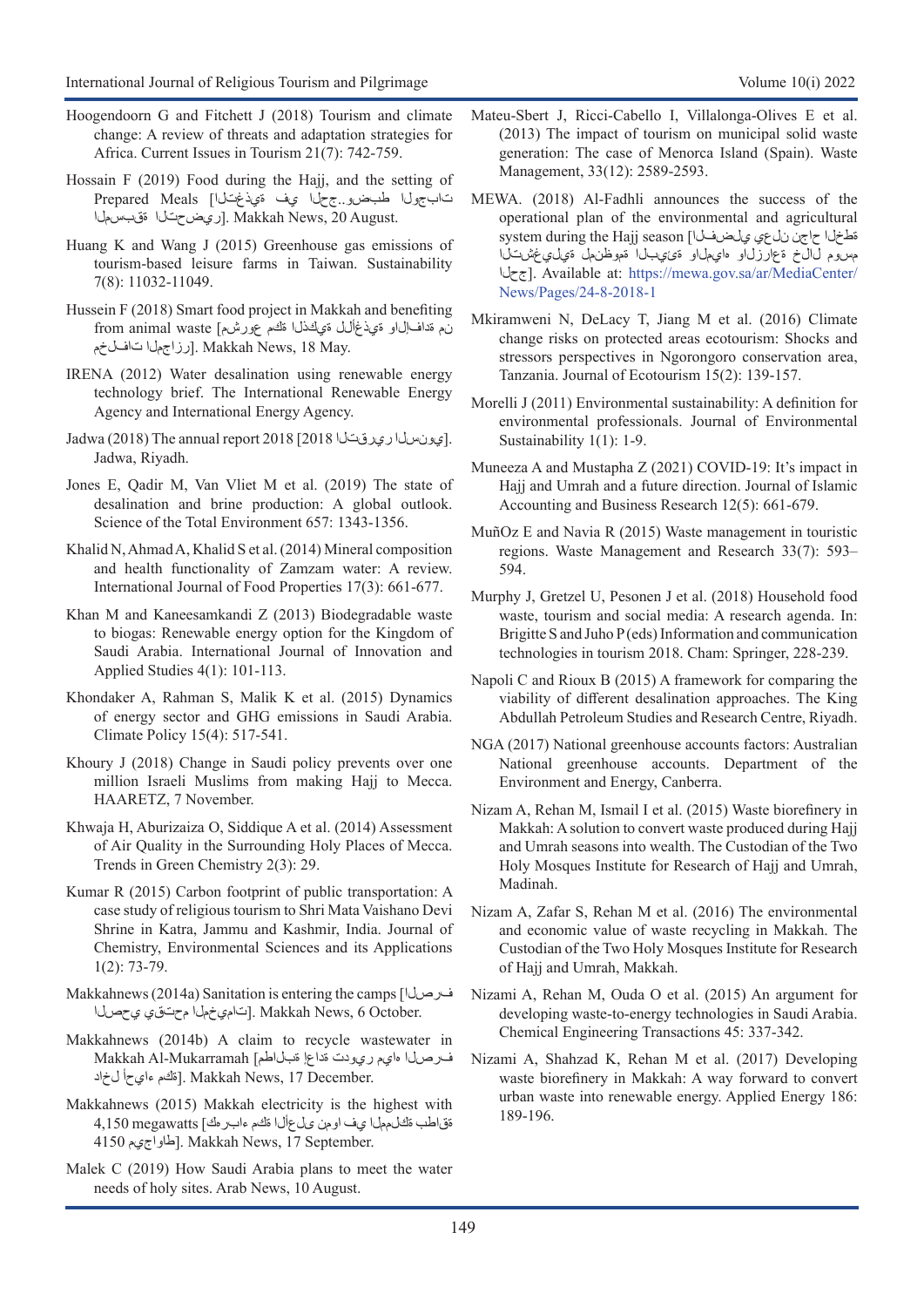Hoogendoorn G and Fitchett J (2018) Tourism and climate change: A review of threats and adaptation strategies for Africa. Current Issues in Tourism 21(7): 742-759.

Hossain F (2019) Food during the Hajj, and the setting of Prepared Meals [تاجبولا طبضو..جحلا يف ةيذغتلا ريضحتلا ةقبسملا]. Makkah News, 20 August.

Huang K and Wang J (2015) Greenhouse gas emissions of tourism-based leisure farms in Taiwan. Sustainability 7(8): 11032-11049.

Hussein F (2018) Smart food project in Makkah and benefiting from animal waste [عورشم ةكم ةيكذلا ةيذغألل ةدافتسالاو نم تافلخم رزاجملا]. Makkah News, 18 May.

IRENA (2012) Water desalination using renewable energy technology brief. The International Renewable Energy Agency and International Energy Agency.

Jadwa (2018) The annual report 2018 [يونسلا ريرقتلا 2018]. Jadwa, Riyadh.

Jones E, Qadir M, Van Vliet M et al. (2019) The state of desalination and brine production: A global outlook. Science of the Total Environment 657: 1343-1356.

Khalid N, Ahmad A, Khalid S et al. (2014) Mineral composition and health functionality of Zamzam water: A review. International Journal of Food Properties 17(3): 661-677.

Khan M and Kaneesamkandi Z (2013) Biodegradable waste to biogas: Renewable energy option for the Kingdom of Saudi Arabia. International Journal of Innovation and Applied Studies 4(1): 101-113.

Khondaker A, Rahman S, Malik K et al. (2015) Dynamics of energy sector and GHG emissions in Saudi Arabia. Climate Policy 15(4): 517-541.

Khoury J (2018) Change in Saudi policy prevents over one million Israeli Muslims from making Hajj to Mecca. HAARETZ, 7 November.

Khwaja H, Aburizaiza O, Siddique A et al. (2014) Assessment of Air Quality in the Surrounding Holy Places of Mecca. Trends in Green Chemistry 2(3): 29.

Kumar R (2015) Carbon footprint of public transportation: A case study of religious tourism to Shri Mata Vaishano Devi Shrine in Katra, Jammu and Kashmir, India. Journal of Chemistry, Environmental Sciences and its Applications 1(2): 73-79.

Makkahnews (2014a) Sanitation is entering the camps [فرصلا يحصلا يقتحم المخيمات]. Makkah News, 6 October.

Makkahnews (2014b) A claim to recycle wastewater in Makkah Al-Mukarramah [فرصلا هايم ريودت ةداعإ بلاطت ةكم ءايحأ لخاد]. Makkah News, 17 December.

Makkahnews (2015) Makkah electricity is the highest with 4,150 megawatts [ةقاطب ةكلمملا يف ومن ىلعألا ةكم ءابرهك 4150 طاواجيم]. Makkah News, 17 September.

Malek C (2019) How Saudi Arabia plans to meet the water needs of holy sites. Arab News, 10 August.

Mateu-Sbert J, Ricci-Cabello I, Villalonga-Olives E et al. (2013) The impact of tourism on municipal solid waste generation: The case of Menorca Island (Spain). Waste Management, 33(12): 2589-2593.

MEWA. (2018) Al-Fadhli announces the success of the operational plan of the environmental and agricultural system during the Hajj season [ةطخلا حاجن نلعي يلضفلا ةيليغشتلا ةموظنملا ةيئيبلا هايملاو ةعارزلاو لالخ مسوم جحلا]. Available at: https://mewa.gov.sa/ar/MediaCenter/News/Pages/24-8-2018-1

Mkiramweni N, DeLacy T, Jiang M et al. (2016) Climate change risks on protected areas ecotourism: Shocks and stressors perspectives in Ngorongoro conservation area, Tanzania. Journal of Ecotourism 15(2): 139-157.

Morelli J (2011) Environmental sustainability: A definition for environmental professionals. Journal of Environmental Sustainability 1(1): 1-9.

Muneeza A and Mustapha Z (2021) COVID-19: It's impact in Hajj and Umrah and a future direction. Journal of Islamic Accounting and Business Research 12(5): 661-679.

MuñOz E and Navia R (2015) Waste management in touristic regions. Waste Management and Research 33(7): 593–594.

Murphy J, Gretzel U, Pesonen J et al. (2018) Household food waste, tourism and social media: A research agenda. In: Brigitte S and Juho P (eds) Information and communication technologies in tourism 2018. Cham: Springer, 228-239.

Napoli C and Rioux B (2015) A framework for comparing the viability of different desalination approaches. The King Abdullah Petroleum Studies and Research Centre, Riyadh.

NGA (2017) National greenhouse accounts factors: Australian National greenhouse accounts. Department of the Environment and Energy, Canberra.

Nizam A, Rehan M, Ismail I et al. (2015) Waste biorefinery in Makkah: A solution to convert waste produced during Hajj and Umrah seasons into wealth. The Custodian of the Two Holy Mosques Institute for Research of Hajj and Umrah, Madinah.

Nizam A, Zafar S, Rehan M et al. (2016) The environmental and economic value of waste recycling in Makkah. The Custodian of the Two Holy Mosques Institute for Research of Hajj and Umrah, Makkah.

Nizami A, Rehan M, Ouda O et al. (2015) An argument for developing waste-to-energy technologies in Saudi Arabia. Chemical Engineering Transactions 45: 337-342.

Nizami A, Shahzad K, Rehan M et al. (2017) Developing waste biorefinery in Makkah: A way forward to convert urban waste into renewable energy. Applied Energy 186: 189-196.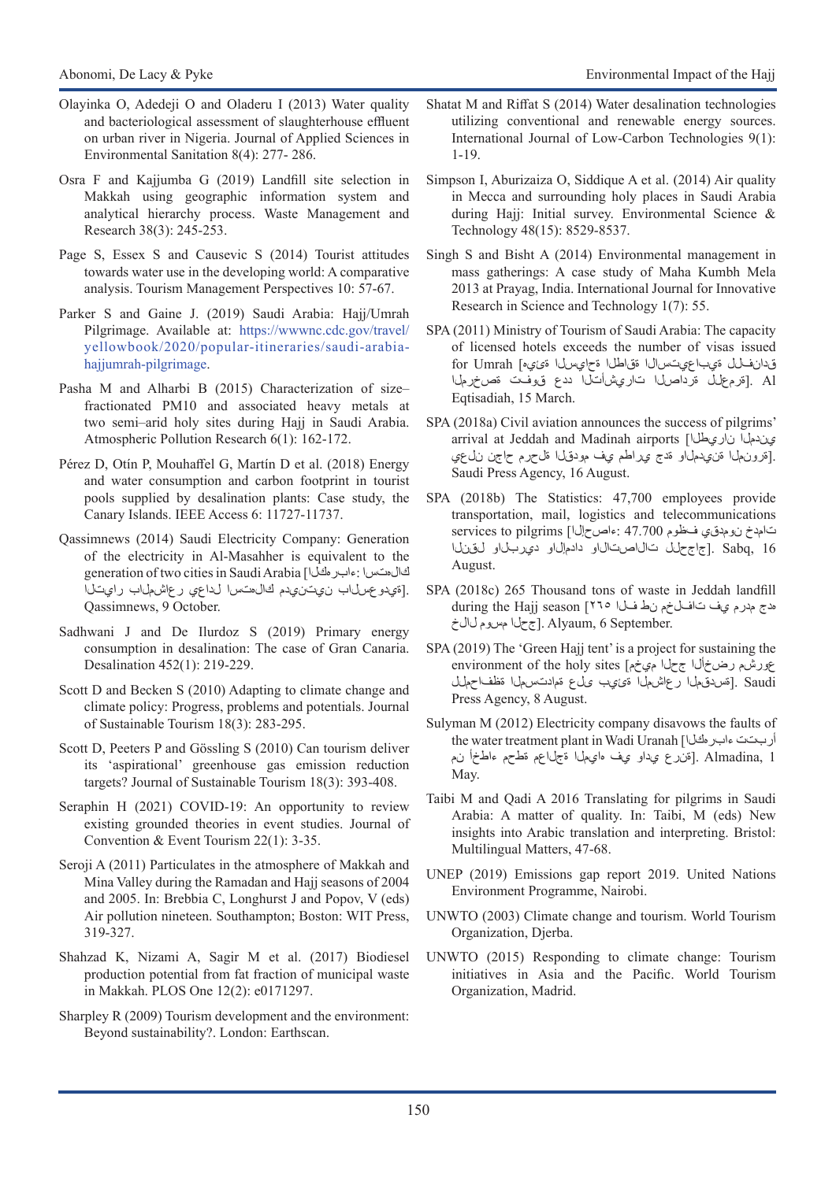Olayinka O, Adedeji O and Oladeru I (2013) Water quality and bacteriological assessment of slaughterhouse effluent on urban river in Nigeria. Journal of Applied Sciences in Environmental Sanitation 8(4): 277- 286.

Osra F and Kajjumba G (2019) Landfill site selection in Makkah using geographic information system and analytical hierarchy process. Waste Management and Research 38(3): 245-253.

Page S, Essex S and Causevic S (2014) Tourist attitudes towards water use in the developing world: A comparative analysis. Tourism Management Perspectives 10: 57-67.

Parker S and Gaine J. (2019) Saudi Arabia: Hajj/Umrah Pilgrimage. Available at: https://wwwnc.cdc.gov/travel/yellowbook/2020/popular-itineraries/saudi-arabia-hajjumrah-pilgrimage.

Pasha M and Alharbi B (2015) Characterization of size–fractionated PM10 and associated heavy metals at two semi–arid holy sites during Hajj in Saudi Arabia. Atmospheric Pollution Research 6(1): 162-172.

Pérez D, Otín P, Mouhaffel G, Martín D et al. (2018) Energy and water consumption and carbon footprint in tourist pools supplied by desalination plants: Case study, the Canary Islands. IEEE Access 6: 11727-11737.

Qassimnews (2014) Saudi Electricity Company: Generation of the electricity in Al-Masahher is equivalent to the generation of two cities in Saudi Arabia [الكهرباء: استهلاك المشاعر يعادل استهلاك مدينتين بالسعودية]. Qassimnews, 9 October.

Sadhwani J and De Ilurdoz S (2019) Primary energy consumption in desalination: The case of Gran Canaria. Desalination 452(1): 219-229.

Scott D and Becken S (2010) Adapting to climate change and climate policy: Progress, problems and potentials. Journal of Sustainable Tourism 18(3): 283-295.

Scott D, Peeters P and Gössling S (2010) Can tourism deliver its 'aspirational' greenhouse gas emission reduction targets? Journal of Sustainable Tourism 18(3): 393-408.

Seraphin H (2021) COVID-19: An opportunity to review existing grounded theories in event studies. Journal of Convention & Event Tourism 22(1): 3-35.

Seroji A (2011) Particulates in the atmosphere of Makkah and Mina Valley during the Ramadan and Hajj seasons of 2004 and 2005. In: Brebbia C, Longhurst J and Popov, V (eds) Air pollution nineteen. Southampton; Boston: WIT Press, 319-327.

Shahzad K, Nizami A, Sagir M et al. (2017) Biodiesel production potential from fat fraction of municipal waste in Makkah. PLOS One 12(2): e0171297.

Sharpley R (2009) Tourism development and the environment: Beyond sustainability?. London: Earthscan.

Shatat M and Riffat S (2014) Water desalination technologies utilizing conventional and renewable energy sources. International Journal of Low-Carbon Technologies 9(1): 1-19.

Simpson I, Aburizaiza O, Siddique A et al. (2014) Air quality in Mecca and surrounding holy places in Saudi Arabia during Hajj: Initial survey. Environmental Science & Technology 48(15): 8529-8537.

Singh S and Bisht A (2014) Environmental management in mass gatherings: A case study of Maha Kumbh Mela 2013 at Prayag, India. International Journal for Innovative Research in Science and Technology 1(7): 55.

SPA (2011) Ministry of Tourism of Saudi Arabia: The capacity of licensed hotels exceeds the number of visas issued for Umrah [هيئة السياحة: طاقات الاستيعابية للفنادق المرخصة تفوق عدد التأشيرات الصادرة للعمرة]. Al Eqtisadiah, 15 March.

SPA (2018a) Civil aviation announces the success of pilgrims' arrival at Jeddah and Madinah airports [المدني الطيران يعلن نجاح مرحلة القدوم في مطاري جدة والمدينة المنورة]. Saudi Press Agency, 16 August.

SPA (2018b) The Statistics: 47,700 employees provide transportation, mail, logistics and telecommunications services to pilgrims [الإحصاء: 47.700 موظف يقدمون خدمات النقل والبريد والإمداد والاتصالات للحجاج]. Sabq, 16 August.

SPA (2018c) 265 Thousand tons of waste in Jeddah landfill during the Hajj season [٢٦٥ ألف طن مخلفات في مدرم جدة خلال موسم الحج]. Alyaum, 6 September.

SPA (2019) The 'Green Hajj tent' is a project for sustaining the environment of the holy sites [مشروع خيم الحج الأخضر للمحافظة المستدامة على بيئة المشاعر المقدسة]. Saudi Press Agency, 8 August.

Sulyman M (2012) Electricity company disavows the faults of the water treatment plant in Wadi Uranah [الكهرباء تتبرأ من أخطاء محطة معالجة المياه في وادي عرنة]. Almadina, 1 May.

Taibi M and Qadi A 2016 Translating for pilgrims in Saudi Arabia: A matter of quality. In: Taibi, M (eds) New insights into Arabic translation and interpreting. Bristol: Multilingual Matters, 47-68.

UNEP (2019) Emissions gap report 2019. United Nations Environment Programme, Nairobi.

UNWTO (2003) Climate change and tourism. World Tourism Organization, Djerba.

UNWTO (2015) Responding to climate change: Tourism initiatives in Asia and the Pacific. World Tourism Organization, Madrid.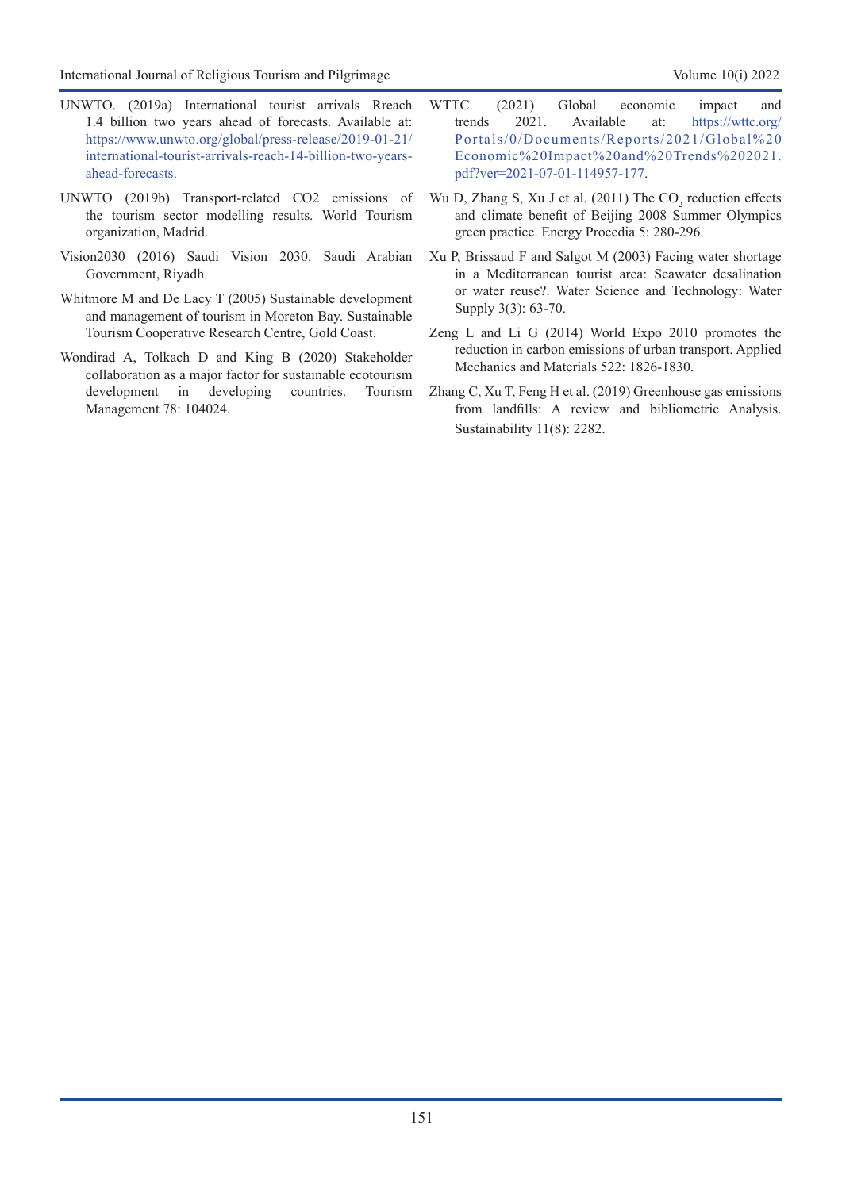UNWTO. (2019a) International tourist arrivals Rreach 1.4 billion two years ahead of forecasts. Available at: https://www.unwto.org/global/press-release/2019-01-21/international-tourist-arrivals-reach-14-billion-two-years-ahead-forecasts.

UNWTO (2019b) Transport-related CO2 emissions of the tourism sector modelling results. World Tourism organization, Madrid.

Vision2030 (2016) Saudi Vision 2030. Saudi Arabian Government, Riyadh.

Whitmore M and De Lacy T (2005) Sustainable development and management of tourism in Moreton Bay. Sustainable Tourism Cooperative Research Centre, Gold Coast.

Wondirad A, Tolkach D and King B (2020) Stakeholder collaboration as a major factor for sustainable ecotourism development in developing countries. Tourism Management 78: 104024.

WTTC. (2021) Global economic impact and trends 2021. Available at: https://wttc.org/Portals/0/Documents/Reports/2021/Global%20Economic%20Impact%20and%20Trends%202021.pdf?ver=2021-07-01-114957-177.

Wu D, Zhang S, Xu J et al. (2011) The $CO_2$ reduction effects and climate benefit of Beijing 2008 Summer Olympics green practice. Energy Procedia 5: 280-296.

Xu P, Brissaud F and Salgot M (2003) Facing water shortage in a Mediterranean tourist area: Seawater desalination or water reuse?. Water Science and Technology: Water Supply 3(3): 63-70.

Zeng L and Li G (2014) World Expo 2010 promotes the reduction in carbon emissions of urban transport. Applied Mechanics and Materials 522: 1826-1830.

Zhang C, Xu T, Feng H et al. (2019) Greenhouse gas emissions from landfills: A review and bibliometric Analysis. Sustainability 11(8): 2282.